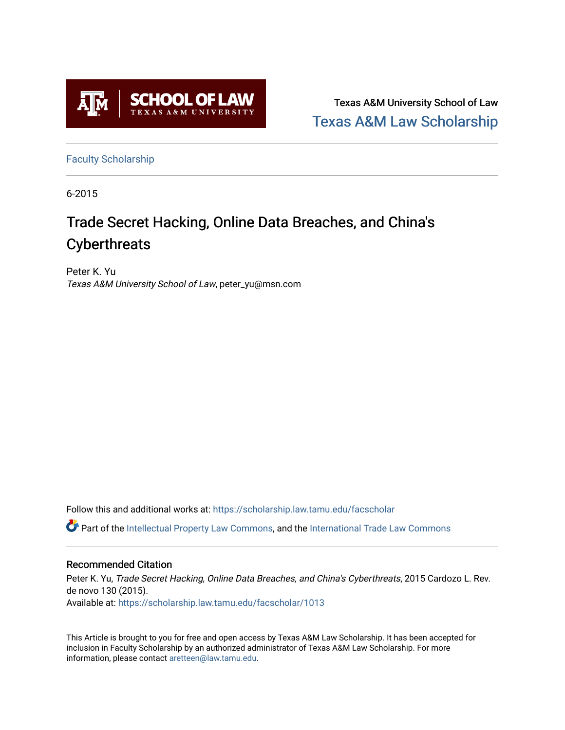Texas A&M University School of Law

Texas A&M Law Scholarship

Faculty Scholarship

6-2015

# Trade Secret Hacking, Online Data Breaches, and China's Cyberthreats

Peter K. Yu
*Texas A&M University School of Law*, peter_yu@msn.com

Follow this and additional works at: https://scholarship.law.tamu.edu/facscholar

Part of the Intellectual Property Law Commons, and the International Trade Law Commons

## Recommended Citation

Peter K. Yu, *Trade Secret Hacking, Online Data Breaches, and China's Cyberthreats*, 2015 Cardozo L. Rev. de novo 130 (2015).
Available at: https://scholarship.law.tamu.edu/facscholar/1013

This Article is brought to you for free and open access by Texas A&M Law Scholarship. It has been accepted for inclusion in Faculty Scholarship by an authorized administrator of Texas A&M Law Scholarship. For more information, please contact aretteen@law.tamu.edu.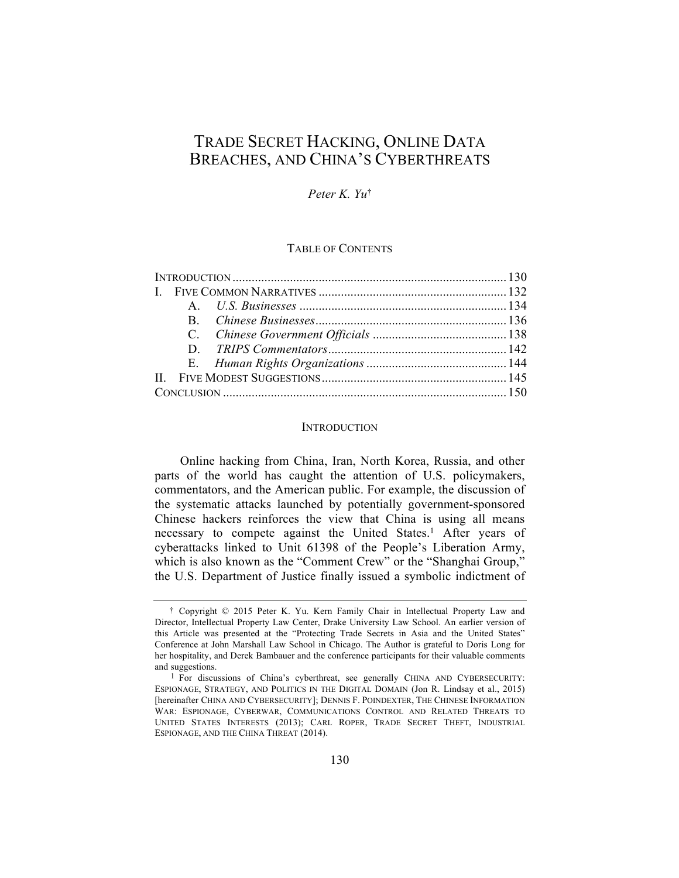# TRADE SECRET HACKING, ONLINE DATA BREACHES, AND CHINA'S CYBERTHREATS

*Peter K. Yu*[†]

TABLE OF CONTENTS

| | |
|---|---|
| INTRODUCTION | 130 |
| I. FIVE COMMON NARRATIVES | 132 |
| A. *U.S. Businesses* | 134 |
| B. *Chinese Businesses* | 136 |
| C. *Chinese Government Officials* | 138 |
| D. *TRIPS Commentators* | 142 |
| E. *Human Rights Organizations* | 144 |
| II. FIVE MODEST SUGGESTIONS | 145 |
| CONCLUSION | 150 |

## INTRODUCTION

Online hacking from China, Iran, North Korea, Russia, and other parts of the world has caught the attention of U.S. policymakers, commentators, and the American public. For example, the discussion of the systematic attacks launched by potentially government-sponsored Chinese hackers reinforces the view that China is using all means necessary to compete against the United States.[1] After years of cyberattacks linked to Unit 61398 of the People's Liberation Army, which is also known as the "Comment Crew" or the "Shanghai Group," the U.S. Department of Justice finally issued a symbolic indictment of

---

[†] Copyright © 2015 Peter K. Yu. Kern Family Chair in Intellectual Property Law and Director, Intellectual Property Law Center, Drake University Law School. An earlier version of this Article was presented at the "Protecting Trade Secrets in Asia and the United States" Conference at John Marshall Law School in Chicago. The Author is grateful to Doris Long for her hospitality, and Derek Bambauer and the conference participants for their valuable comments and suggestions.

[1] For discussions of China's cyberthreat, see generally CHINA AND CYBERSECURITY: ESPIONAGE, STRATEGY, AND POLITICS IN THE DIGITAL DOMAIN (Jon R. Lindsay et al., 2015) [hereinafter CHINA AND CYBERSECURITY]; DENNIS F. POINDEXTER, THE CHINESE INFORMATION WAR: ESPIONAGE, CYBERWAR, COMMUNICATIONS CONTROL AND RELATED THREATS TO UNITED STATES INTERESTS (2013); CARL ROPER, TRADE SECRET THEFT, INDUSTRIAL ESPIONAGE, AND THE CHINA THREAT (2014).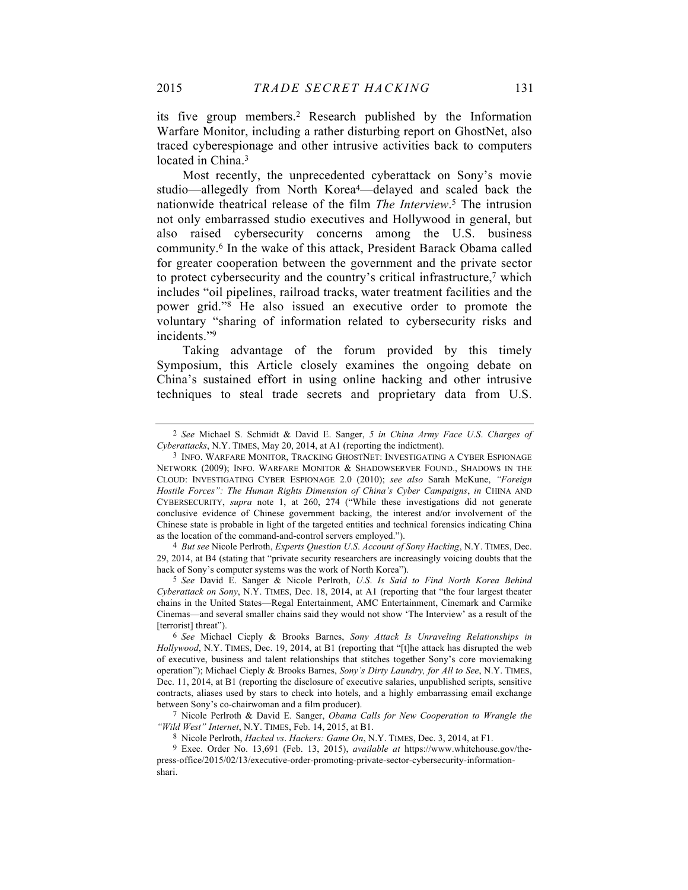its five group members.[2] Research published by the Information Warfare Monitor, including a rather disturbing report on GhostNet, also traced cyberespionage and other intrusive activities back to computers located in China.[3]

Most recently, the unprecedented cyberattack on Sony's movie studio—allegedly from North Korea[4]—delayed and scaled back the nationwide theatrical release of the film *The Interview*.[5] The intrusion not only embarrassed studio executives and Hollywood in general, but also raised cybersecurity concerns among the U.S. business community.[6] In the wake of this attack, President Barack Obama called for greater cooperation between the government and the private sector to protect cybersecurity and the country's critical infrastructure,[7] which includes "oil pipelines, railroad tracks, water treatment facilities and the power grid."[8] He also issued an executive order to promote the voluntary "sharing of information related to cybersecurity risks and incidents."[9]

Taking advantage of the forum provided by this timely Symposium, this Article closely examines the ongoing debate on China's sustained effort in using online hacking and other intrusive techniques to steal trade secrets and proprietary data from U.S.

---

2 *See* Michael S. Schmidt & David E. Sanger, *5 in China Army Face U.S. Charges of Cyberattacks*, N.Y. TIMES, May 20, 2014, at A1 (reporting the indictment).

3 INFO. WARFARE MONITOR, TRACKING GHOSTNET: INVESTIGATING A CYBER ESPIONAGE NETWORK (2009); INFO. WARFARE MONITOR & SHADOWSERVER FOUND., SHADOWS IN THE CLOUD: INVESTIGATING CYBER ESPIONAGE 2.0 (2010); *see also* Sarah McKune, *"Foreign Hostile Forces": The Human Rights Dimension of China's Cyber Campaigns*, *in* CHINA AND CYBERSECURITY, *supra* note 1, at 260, 274 ("While these investigations did not generate conclusive evidence of Chinese government backing, the interest and/or involvement of the Chinese state is probable in light of the targeted entities and technical forensics indicating China as the location of the command-and-control servers employed.").

4 *But see* Nicole Perlroth, *Experts Question U.S. Account of Sony Hacking*, N.Y. TIMES, Dec. 29, 2014, at B4 (stating that "private security researchers are increasingly voicing doubts that the hack of Sony's computer systems was the work of North Korea").

5 *See* David E. Sanger & Nicole Perlroth, *U.S. Is Said to Find North Korea Behind Cyberattack on Sony*, N.Y. TIMES, Dec. 18, 2014, at A1 (reporting that "the four largest theater chains in the United States—Regal Entertainment, AMC Entertainment, Cinemark and Carmike Cinemas—and several smaller chains said they would not show 'The Interview' as a result of the [terrorist] threat").

6 *See* Michael Cieply & Brooks Barnes, *Sony Attack Is Unraveling Relationships in Hollywood*, N.Y. TIMES, Dec. 19, 2014, at B1 (reporting that "[t]he attack has disrupted the web of executive, business and talent relationships that stitches together Sony's core moviemaking operation"); Michael Cieply & Brooks Barnes, *Sony's Dirty Laundry, for All to See*, N.Y. TIMES, Dec. 11, 2014, at B1 (reporting the disclosure of executive salaries, unpublished scripts, sensitive contracts, aliases used by stars to check into hotels, and a highly embarrassing email exchange between Sony's co-chairwoman and a film producer).

7 Nicole Perlroth & David E. Sanger, *Obama Calls for New Cooperation to Wrangle the "Wild West" Internet*, N.Y. TIMES, Feb. 14, 2015, at B1.

8 Nicole Perlroth, *Hacked vs. Hackers: Game On*, N.Y. TIMES, Dec. 3, 2014, at F1.

9 Exec. Order No. 13,691 (Feb. 13, 2015), *available at* https://www.whitehouse.gov/the-press-office/2015/02/13/executive-order-promoting-private-sector-cybersecurity-information-shari.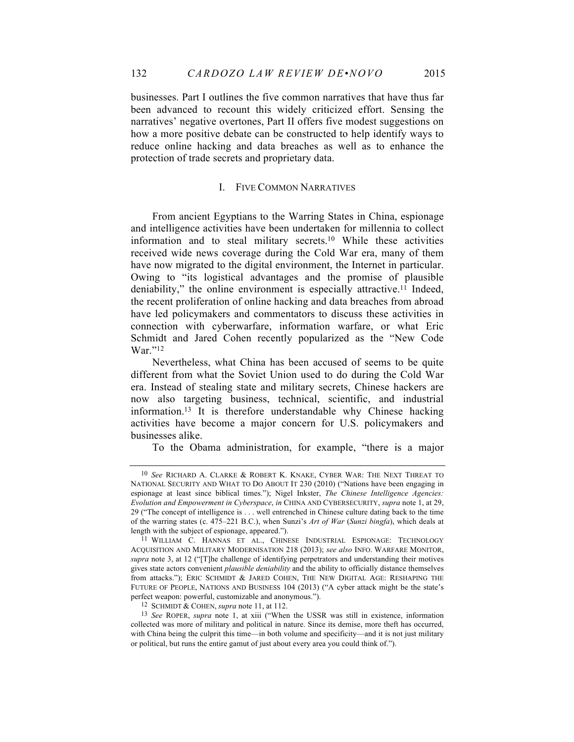businesses. Part I outlines the five common narratives that have thus far been advanced to recount this widely criticized effort. Sensing the narratives' negative overtones, Part II offers five modest suggestions on how a more positive debate can be constructed to help identify ways to reduce online hacking and data breaches as well as to enhance the protection of trade secrets and proprietary data.

## I. FIVE COMMON NARRATIVES

From ancient Egyptians to the Warring States in China, espionage and intelligence activities have been undertaken for millennia to collect information and to steal military secrets.[10] While these activities received wide news coverage during the Cold War era, many of them have now migrated to the digital environment, the Internet in particular. Owing to "its logistical advantages and the promise of plausible deniability," the online environment is especially attractive.[11] Indeed, the recent proliferation of online hacking and data breaches from abroad have led policymakers and commentators to discuss these activities in connection with cyberwarfare, information warfare, or what Eric Schmidt and Jared Cohen recently popularized as the "New Code War."[12]

Nevertheless, what China has been accused of seems to be quite different from what the Soviet Union used to do during the Cold War era. Instead of stealing state and military secrets, Chinese hackers are now also targeting business, technical, scientific, and industrial information.[13] It is therefore understandable why Chinese hacking activities have become a major concern for U.S. policymakers and businesses alike.

To the Obama administration, for example, "there is a major

---

[10] *See* RICHARD A. CLARKE & ROBERT K. KNAKE, CYBER WAR: THE NEXT THREAT TO NATIONAL SECURITY AND WHAT TO DO ABOUT IT 230 (2010) ("Nations have been engaging in espionage at least since biblical times."); Nigel Inkster, *The Chinese Intelligence Agencies: Evolution and Empowerment in Cyberspace*, *in* CHINA AND CYBERSECURITY, *supra* note 1, at 29, 29 ("The concept of intelligence is . . . well entrenched in Chinese culture dating back to the time of the warring states (c. 475–221 B.C.), when Sunzi's *Art of War* (*Sunzi bingfa*), which deals at length with the subject of espionage, appeared.").

[11] WILLIAM C. HANNAS ET AL., CHINESE INDUSTRIAL ESPIONAGE: TECHNOLOGY ACQUISITION AND MILITARY MODERNISATION 218 (2013); *see also* INFO. WARFARE MONITOR, *supra* note 3, at 12 ("[T]he challenge of identifying perpetrators and understanding their motives gives state actors convenient *plausible deniability* and the ability to officially distance themselves from attacks."); ERIC SCHMIDT & JARED COHEN, THE NEW DIGITAL AGE: RESHAPING THE FUTURE OF PEOPLE, NATIONS AND BUSINESS 104 (2013) ("A cyber attack might be the state's perfect weapon: powerful, customizable and anonymous.").

[12] SCHMIDT & COHEN, *supra* note 11, at 112.

[13] *See* ROPER, *supra* note 1, at xiii ("When the USSR was still in existence, information collected was more of military and political in nature. Since its demise, more theft has occurred, with China being the culprit this time—in both volume and specificity—and it is not just military or political, but runs the entire gamut of just about every area you could think of.").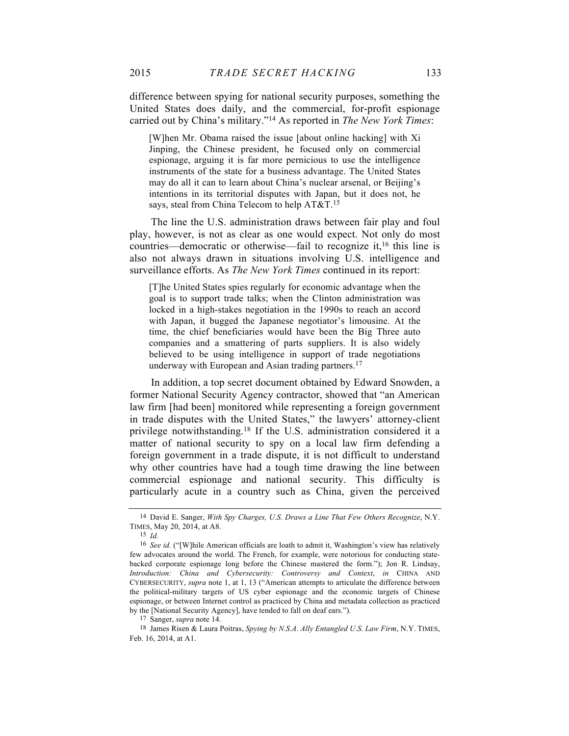difference between spying for national security purposes, something the United States does daily, and the commercial, for-profit espionage carried out by China's military."[14] As reported in *The New York Times*:

> [W]hen Mr. Obama raised the issue [about online hacking] with Xi Jinping, the Chinese president, he focused only on commercial espionage, arguing it is far more pernicious to use the intelligence instruments of the state for a business advantage. The United States may do all it can to learn about China's nuclear arsenal, or Beijing's intentions in its territorial disputes with Japan, but it does not, he says, steal from China Telecom to help AT&T.[15]

The line the U.S. administration draws between fair play and foul play, however, is not as clear as one would expect. Not only do most countries—democratic or otherwise—fail to recognize it,[16] this line is also not always drawn in situations involving U.S. intelligence and surveillance efforts. As *The New York Times* continued in its report:

> [T]he United States spies regularly for economic advantage when the goal is to support trade talks; when the Clinton administration was locked in a high-stakes negotiation in the 1990s to reach an accord with Japan, it bugged the Japanese negotiator's limousine. At the time, the chief beneficiaries would have been the Big Three auto companies and a smattering of parts suppliers. It is also widely believed to be using intelligence in support of trade negotiations underway with European and Asian trading partners.[17]

In addition, a top secret document obtained by Edward Snowden, a former National Security Agency contractor, showed that "an American law firm [had been] monitored while representing a foreign government in trade disputes with the United States," the lawyers' attorney-client privilege notwithstanding.[18] If the U.S. administration considered it a matter of national security to spy on a local law firm defending a foreign government in a trade dispute, it is not difficult to understand why other countries have had a tough time drawing the line between commercial espionage and national security. This difficulty is particularly acute in a country such as China, given the perceived

---

[14] David E. Sanger, *With Spy Charges, U.S. Draws a Line That Few Others Recognize*, N.Y. TIMES, May 20, 2014, at A8.

[15] *Id.*

[16] *See id.* ("[W]hile American officials are loath to admit it, Washington's view has relatively few advocates around the world. The French, for example, were notorious for conducting state-backed corporate espionage long before the Chinese mastered the form."); Jon R. Lindsay, *Introduction: China and Cybersecurity: Controversy and Context*, *in* CHINA AND CYBERSECURITY, *supra* note 1, at 1, 13 ("American attempts to articulate the difference between the political-military targets of US cyber espionage and the economic targets of Chinese espionage, or between Internet control as practiced by China and metadata collection as practiced by the [National Security Agency], have tended to fall on deaf ears.").

[17] Sanger, *supra* note 14.

[18] James Risen & Laura Poitras, *Spying by N.S.A. Ally Entangled U.S. Law Firm*, N.Y. TIMES, Feb. 16, 2014, at A1.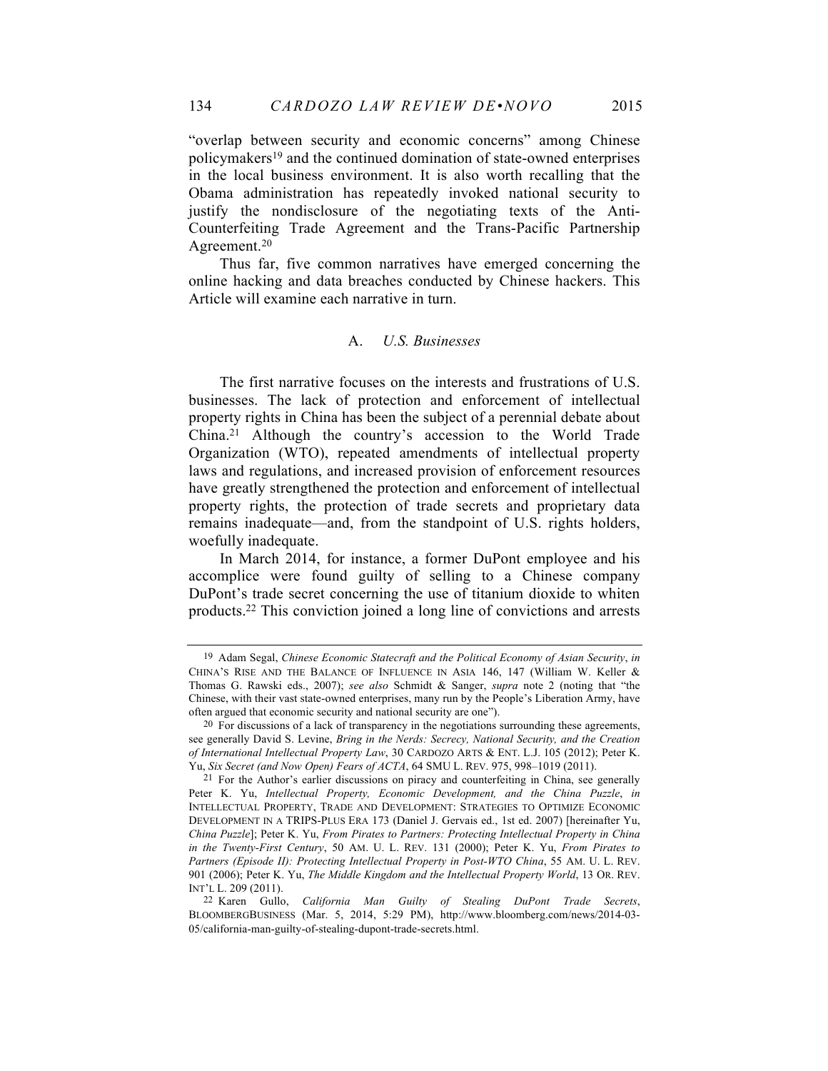"overlap between security and economic concerns" among Chinese policymakers[19] and the continued domination of state-owned enterprises in the local business environment. It is also worth recalling that the Obama administration has repeatedly invoked national security to justify the nondisclosure of the negotiating texts of the Anti-Counterfeiting Trade Agreement and the Trans-Pacific Partnership Agreement.[20]

Thus far, five common narratives have emerged concerning the online hacking and data breaches conducted by Chinese hackers. This Article will examine each narrative in turn.

### A. *U.S. Businesses*

The first narrative focuses on the interests and frustrations of U.S. businesses. The lack of protection and enforcement of intellectual property rights in China has been the subject of a perennial debate about China.[21] Although the country's accession to the World Trade Organization (WTO), repeated amendments of intellectual property laws and regulations, and increased provision of enforcement resources have greatly strengthened the protection and enforcement of intellectual property rights, the protection of trade secrets and proprietary data remains inadequate—and, from the standpoint of U.S. rights holders, woefully inadequate.

In March 2014, for instance, a former DuPont employee and his accomplice were found guilty of selling to a Chinese company DuPont's trade secret concerning the use of titanium dioxide to whiten products.[22] This conviction joined a long line of convictions and arrests

---

19 Adam Segal, *Chinese Economic Statecraft and the Political Economy of Asian Security*, *in* CHINA'S RISE AND THE BALANCE OF INFLUENCE IN ASIA 146, 147 (William W. Keller & Thomas G. Rawski eds., 2007); *see also* Schmidt & Sanger, *supra* note 2 (noting that "the Chinese, with their vast state-owned enterprises, many run by the People's Liberation Army, have often argued that economic security and national security are one").

20 For discussions of a lack of transparency in the negotiations surrounding these agreements, see generally David S. Levine, *Bring in the Nerds: Secrecy, National Security, and the Creation of International Intellectual Property Law*, 30 CARDOZO ARTS & ENT. L.J. 105 (2012); Peter K. Yu, *Six Secret (and Now Open) Fears of ACTA*, 64 SMU L. REV. 975, 998–1019 (2011).

21 For the Author's earlier discussions on piracy and counterfeiting in China, see generally Peter K. Yu, *Intellectual Property, Economic Development, and the China Puzzle*, *in* INTELLECTUAL PROPERTY, TRADE AND DEVELOPMENT: STRATEGIES TO OPTIMIZE ECONOMIC DEVELOPMENT IN A TRIPS-PLUS ERA 173 (Daniel J. Gervais ed., 1st ed. 2007) [hereinafter Yu, *China Puzzle*]; Peter K. Yu, *From Pirates to Partners: Protecting Intellectual Property in China in the Twenty-First Century*, 50 AM. U. L. REV. 131 (2000); Peter K. Yu, *From Pirates to Partners (Episode II): Protecting Intellectual Property in Post-WTO China*, 55 AM. U. L. REV. 901 (2006); Peter K. Yu, *The Middle Kingdom and the Intellectual Property World*, 13 OR. REV. INT'L L. 209 (2011).

22 Karen Gullo, *California Man Guilty of Stealing DuPont Trade Secrets*, BLOOMBERGBUSINESS (Mar. 5, 2014, 5:29 PM), http://www.bloomberg.com/news/2014-03-05/california-man-guilty-of-stealing-dupont-trade-secrets.html.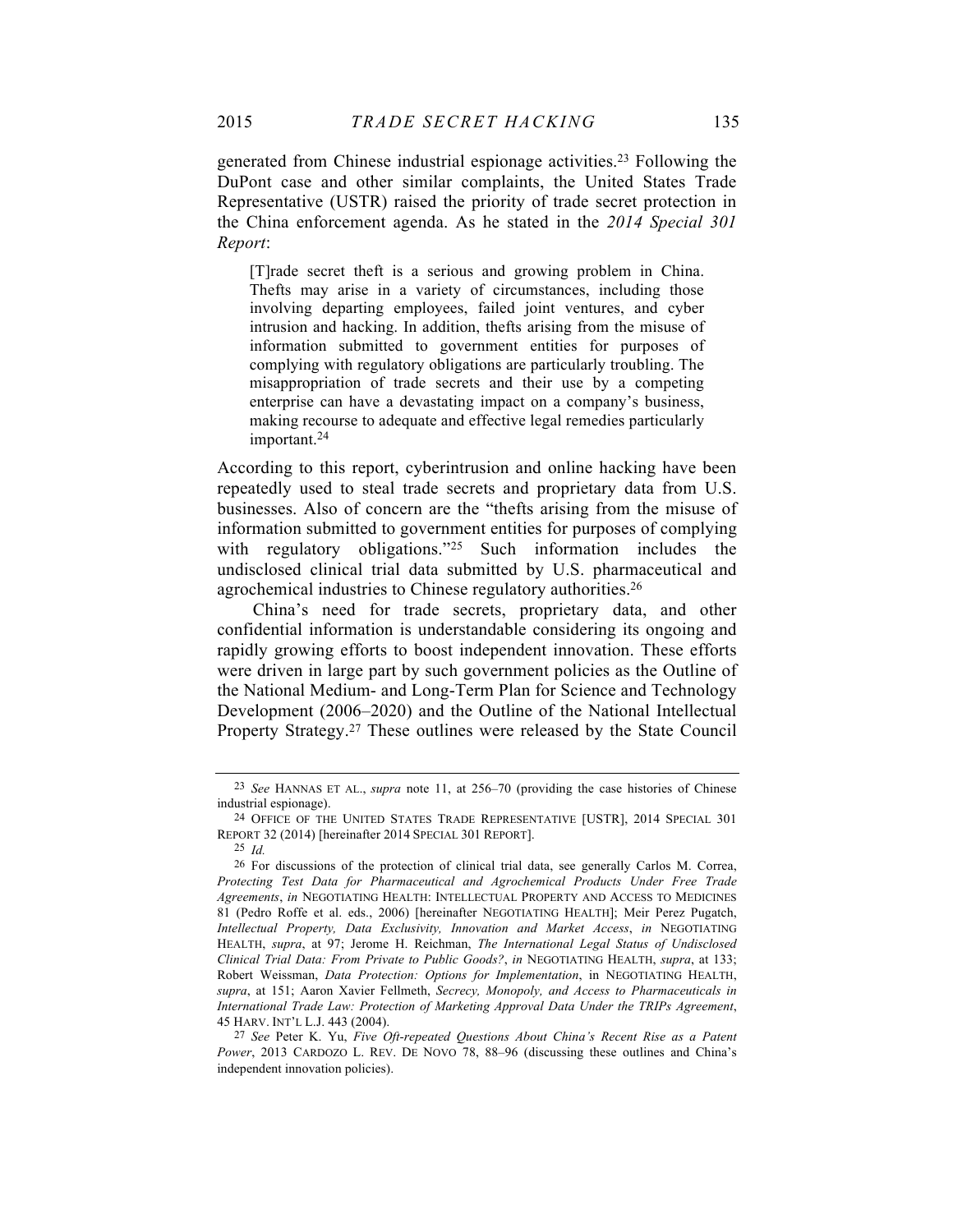generated from Chinese industrial espionage activities.[23] Following the DuPont case and other similar complaints, the United States Trade Representative (USTR) raised the priority of trade secret protection in the China enforcement agenda. As he stated in the *2014 Special 301 Report*:

> [T]rade secret theft is a serious and growing problem in China. Thefts may arise in a variety of circumstances, including those involving departing employees, failed joint ventures, and cyber intrusion and hacking. In addition, thefts arising from the misuse of information submitted to government entities for purposes of complying with regulatory obligations are particularly troubling. The misappropriation of trade secrets and their use by a competing enterprise can have a devastating impact on a company's business, making recourse to adequate and effective legal remedies particularly important.[24]

According to this report, cyberintrusion and online hacking have been repeatedly used to steal trade secrets and proprietary data from U.S. businesses. Also of concern are the "thefts arising from the misuse of information submitted to government entities for purposes of complying with regulatory obligations."[25] Such information includes the undisclosed clinical trial data submitted by U.S. pharmaceutical and agrochemical industries to Chinese regulatory authorities.[26]

China's need for trade secrets, proprietary data, and other confidential information is understandable considering its ongoing and rapidly growing efforts to boost independent innovation. These efforts were driven in large part by such government policies as the Outline of the National Medium- and Long-Term Plan for Science and Technology Development (2006–2020) and the Outline of the National Intellectual Property Strategy.[27] These outlines were released by the State Council

---

23 *See* HANNAS ET AL., *supra* note 11, at 256–70 (providing the case histories of Chinese industrial espionage).

24 OFFICE OF THE UNITED STATES TRADE REPRESENTATIVE [USTR], 2014 SPECIAL 301 REPORT 32 (2014) [hereinafter 2014 SPECIAL 301 REPORT].

25 *Id.*

26 For discussions of the protection of clinical trial data, see generally Carlos M. Correa, *Protecting Test Data for Pharmaceutical and Agrochemical Products Under Free Trade Agreements*, *in* NEGOTIATING HEALTH: INTELLECTUAL PROPERTY AND ACCESS TO MEDICINES 81 (Pedro Roffe et al. eds., 2006) [hereinafter NEGOTIATING HEALTH]; Meir Perez Pugatch, *Intellectual Property, Data Exclusivity, Innovation and Market Access*, *in* NEGOTIATING HEALTH, *supra*, at 97; Jerome H. Reichman, *The International Legal Status of Undisclosed Clinical Trial Data: From Private to Public Goods?*, *in* NEGOTIATING HEALTH, *supra*, at 133; Robert Weissman, *Data Protection: Options for Implementation*, in NEGOTIATING HEALTH, *supra*, at 151; Aaron Xavier Fellmeth, *Secrecy, Monopoly, and Access to Pharmaceuticals in International Trade Law: Protection of Marketing Approval Data Under the TRIPs Agreement*, 45 HARV. INT'L L.J. 443 (2004).

27 *See* Peter K. Yu, *Five Oft-repeated Questions About China's Recent Rise as a Patent Power*, 2013 CARDOZO L. REV. DE NOVO 78, 88–96 (discussing these outlines and China's independent innovation policies).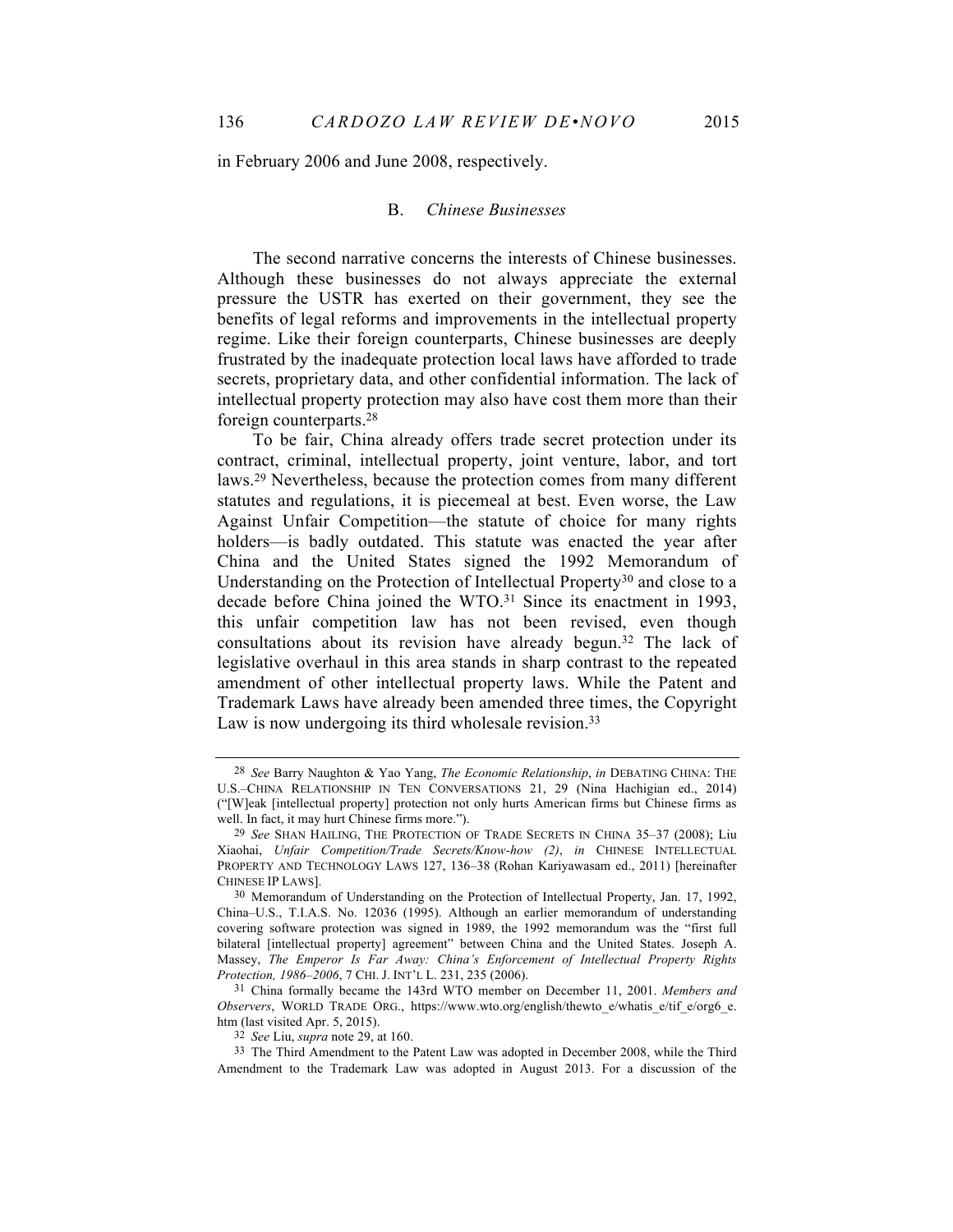in February 2006 and June 2008, respectively.

### B. *Chinese Businesses*

The second narrative concerns the interests of Chinese businesses. Although these businesses do not always appreciate the external pressure the USTR has exerted on their government, they see the benefits of legal reforms and improvements in the intellectual property regime. Like their foreign counterparts, Chinese businesses are deeply frustrated by the inadequate protection local laws have afforded to trade secrets, proprietary data, and other confidential information. The lack of intellectual property protection may also have cost them more than their foreign counterparts.[28]

To be fair, China already offers trade secret protection under its contract, criminal, intellectual property, joint venture, labor, and tort laws.[29] Nevertheless, because the protection comes from many different statutes and regulations, it is piecemeal at best. Even worse, the Law Against Unfair Competition—the statute of choice for many rights holders—is badly outdated. This statute was enacted the year after China and the United States signed the 1992 Memorandum of Understanding on the Protection of Intellectual Property[30] and close to a decade before China joined the WTO.[31] Since its enactment in 1993, this unfair competition law has not been revised, even though consultations about its revision have already begun.[32] The lack of legislative overhaul in this area stands in sharp contrast to the repeated amendment of other intellectual property laws. While the Patent and Trademark Laws have already been amended three times, the Copyright Law is now undergoing its third wholesale revision.[33]

---

[28] *See* Barry Naughton & Yao Yang, *The Economic Relationship*, *in* DEBATING CHINA: THE U.S.–CHINA RELATIONSHIP IN TEN CONVERSATIONS 21, 29 (Nina Hachigian ed., 2014) ("[W]eak [intellectual property] protection not only hurts American firms but Chinese firms as well. In fact, it may hurt Chinese firms more.").

[29] *See* SHAN HAILING, THE PROTECTION OF TRADE SECRETS IN CHINA 35–37 (2008); Liu Xiaohai, *Unfair Competition/Trade Secrets/Know-how (2)*, *in* CHINESE INTELLECTUAL PROPERTY AND TECHNOLOGY LAWS 127, 136–38 (Rohan Kariyawasam ed., 2011) [hereinafter CHINESE IP LAWS].

[30] Memorandum of Understanding on the Protection of Intellectual Property, Jan. 17, 1992, China–U.S., T.I.A.S. No. 12036 (1995). Although an earlier memorandum of understanding covering software protection was signed in 1989, the 1992 memorandum was the "first full bilateral [intellectual property] agreement" between China and the United States. Joseph A. Massey, *The Emperor Is Far Away: China's Enforcement of Intellectual Property Rights Protection, 1986–2006*, 7 CHI. J. INT'L L. 231, 235 (2006).

[31] China formally became the 143rd WTO member on December 11, 2001. *Members and Observers*, WORLD TRADE ORG., https://www.wto.org/english/thewto_e/whatis_e/tif_e/org6_e.htm (last visited Apr. 5, 2015).

[32] *See* Liu, *supra* note 29, at 160.

[33] The Third Amendment to the Patent Law was adopted in December 2008, while the Third Amendment to the Trademark Law was adopted in August 2013. For a discussion of the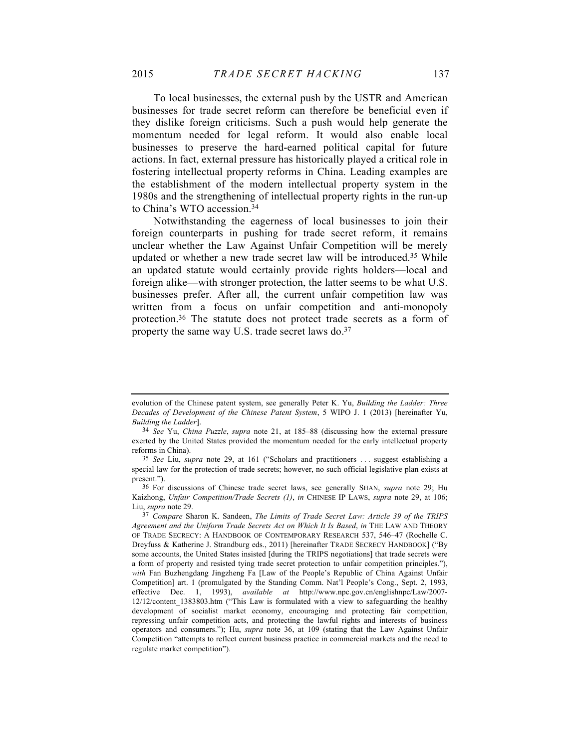To local businesses, the external push by the USTR and American businesses for trade secret reform can therefore be beneficial even if they dislike foreign criticisms. Such a push would help generate the momentum needed for legal reform. It would also enable local businesses to preserve the hard-earned political capital for future actions. In fact, external pressure has historically played a critical role in fostering intellectual property reforms in China. Leading examples are the establishment of the modern intellectual property system in the 1980s and the strengthening of intellectual property rights in the run-up to China's WTO accession.[34]

Notwithstanding the eagerness of local businesses to join their foreign counterparts in pushing for trade secret reform, it remains unclear whether the Law Against Unfair Competition will be merely updated or whether a new trade secret law will be introduced.[35] While an updated statute would certainly provide rights holders—local and foreign alike—with stronger protection, the latter seems to be what U.S. businesses prefer. After all, the current unfair competition law was written from a focus on unfair competition and anti-monopoly protection.[36] The statute does not protect trade secrets as a form of property the same way U.S. trade secret laws do.[37]

---

evolution of the Chinese patent system, see generally Peter K. Yu, *Building the Ladder: Three Decades of Development of the Chinese Patent System*, 5 WIPO J. 1 (2013) [hereinafter Yu, *Building the Ladder*].

34 *See* Yu, *China Puzzle*, *supra* note 21, at 185–88 (discussing how the external pressure exerted by the United States provided the momentum needed for the early intellectual property reforms in China).

35 *See* Liu, *supra* note 29, at 161 ("Scholars and practitioners . . . suggest establishing a special law for the protection of trade secrets; however, no such official legislative plan exists at present.").

36 For discussions of Chinese trade secret laws, see generally SHAN, *supra* note 29; Hu Kaizhong, *Unfair Competition/Trade Secrets (1)*, *in* CHINESE IP LAWS, *supra* note 29, at 106; Liu, *supra* note 29.

37 *Compare* Sharon K. Sandeen, *The Limits of Trade Secret Law: Article 39 of the TRIPS Agreement and the Uniform Trade Secrets Act on Which It Is Based*, *in* THE LAW AND THEORY OF TRADE SECRECY: A HANDBOOK OF CONTEMPORARY RESEARCH 537, 546–47 (Rochelle C. Dreyfuss & Katherine J. Strandburg eds., 2011) [hereinafter TRADE SECRECY HANDBOOK] ("By some accounts, the United States insisted [during the TRIPS negotiations] that trade secrets were a form of property and resisted tying trade secret protection to unfair competition principles."), *with* Fan Buzhengdang Jingzheng Fa [Law of the People's Republic of China Against Unfair Competition] art. 1 (promulgated by the Standing Comm. Nat'l People's Cong., Sept. 2, 1993, effective Dec. 1, 1993), *available at* http://www.npc.gov.cn/englishnpc/Law/2007-12/12/content_1383803.htm ("This Law is formulated with a view to safeguarding the healthy development of socialist market economy, encouraging and protecting fair competition, repressing unfair competition acts, and protecting the lawful rights and interests of business operators and consumers."); Hu, *supra* note 36, at 109 (stating that the Law Against Unfair Competition "attempts to reflect current business practice in commercial markets and the need to regulate market competition").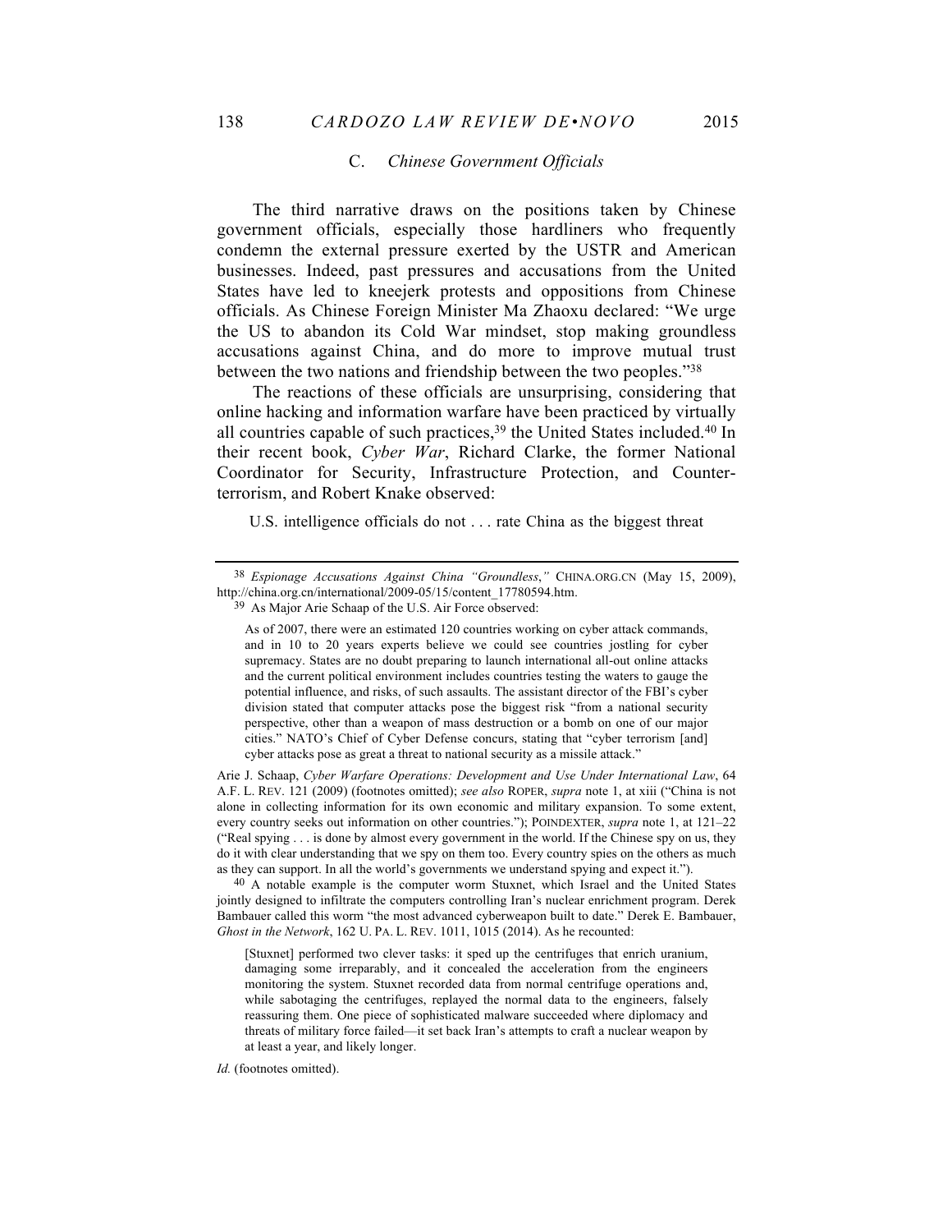### C. *Chinese Government Officials*

The third narrative draws on the positions taken by Chinese government officials, especially those hardliners who frequently condemn the external pressure exerted by the USTR and American businesses. Indeed, past pressures and accusations from the United States have led to kneejerk protests and oppositions from Chinese officials. As Chinese Foreign Minister Ma Zhaoxu declared: "We urge the US to abandon its Cold War mindset, stop making groundless accusations against China, and do more to improve mutual trust between the two nations and friendship between the two peoples."[38]

The reactions of these officials are unsurprising, considering that online hacking and information warfare have been practiced by virtually all countries capable of such practices,[39] the United States included.[40] In their recent book, *Cyber War*, Richard Clarke, the former National Coordinator for Security, Infrastructure Protection, and Counter-terrorism, and Robert Knake observed:

> U.S. intelligence officials do not . . . rate China as the biggest threat

---

[38] *Espionage Accusations Against China "Groundless*,*"* CHINA.ORG.CN (May 15, 2009), http://china.org.cn/international/2009-05/15/content_17780594.htm.

[39] As Major Arie Schaap of the U.S. Air Force observed:

> As of 2007, there were an estimated 120 countries working on cyber attack commands, and in 10 to 20 years experts believe we could see countries jostling for cyber supremacy. States are no doubt preparing to launch international all-out online attacks and the current political environment includes countries testing the waters to gauge the potential influence, and risks, of such assaults. The assistant director of the FBI's cyber division stated that computer attacks pose the biggest risk "from a national security perspective, other than a weapon of mass destruction or a bomb on one of our major cities." NATO's Chief of Cyber Defense concurs, stating that "cyber terrorism [and] cyber attacks pose as great a threat to national security as a missile attack."

Arie J. Schaap, *Cyber Warfare Operations: Development and Use Under International Law*, 64 A.F. L. REV. 121 (2009) (footnotes omitted); *see also* ROPER, *supra* note 1, at xiii ("China is not alone in collecting information for its own economic and military expansion. To some extent, every country seeks out information on other countries."); POINDEXTER, *supra* note 1, at 121–22 ("Real spying . . . is done by almost every government in the world. If the Chinese spy on us, they do it with clear understanding that we spy on them too. Every country spies on the others as much as they can support. In all the world's governments we understand spying and expect it.").

[40] A notable example is the computer worm Stuxnet, which Israel and the United States jointly designed to infiltrate the computers controlling Iran's nuclear enrichment program. Derek Bambauer called this worm "the most advanced cyberweapon built to date." Derek E. Bambauer, *Ghost in the Network*, 162 U. PA. L. REV. 1011, 1015 (2014). As he recounted:

> [Stuxnet] performed two clever tasks: it sped up the centrifuges that enrich uranium, damaging some irreparably, and it concealed the acceleration from the engineers monitoring the system. Stuxnet recorded data from normal centrifuge operations and, while sabotaging the centrifuges, replayed the normal data to the engineers, falsely reassuring them. One piece of sophisticated malware succeeded where diplomacy and threats of military force failed—it set back Iran's attempts to craft a nuclear weapon by at least a year, and likely longer.

*Id.* (footnotes omitted).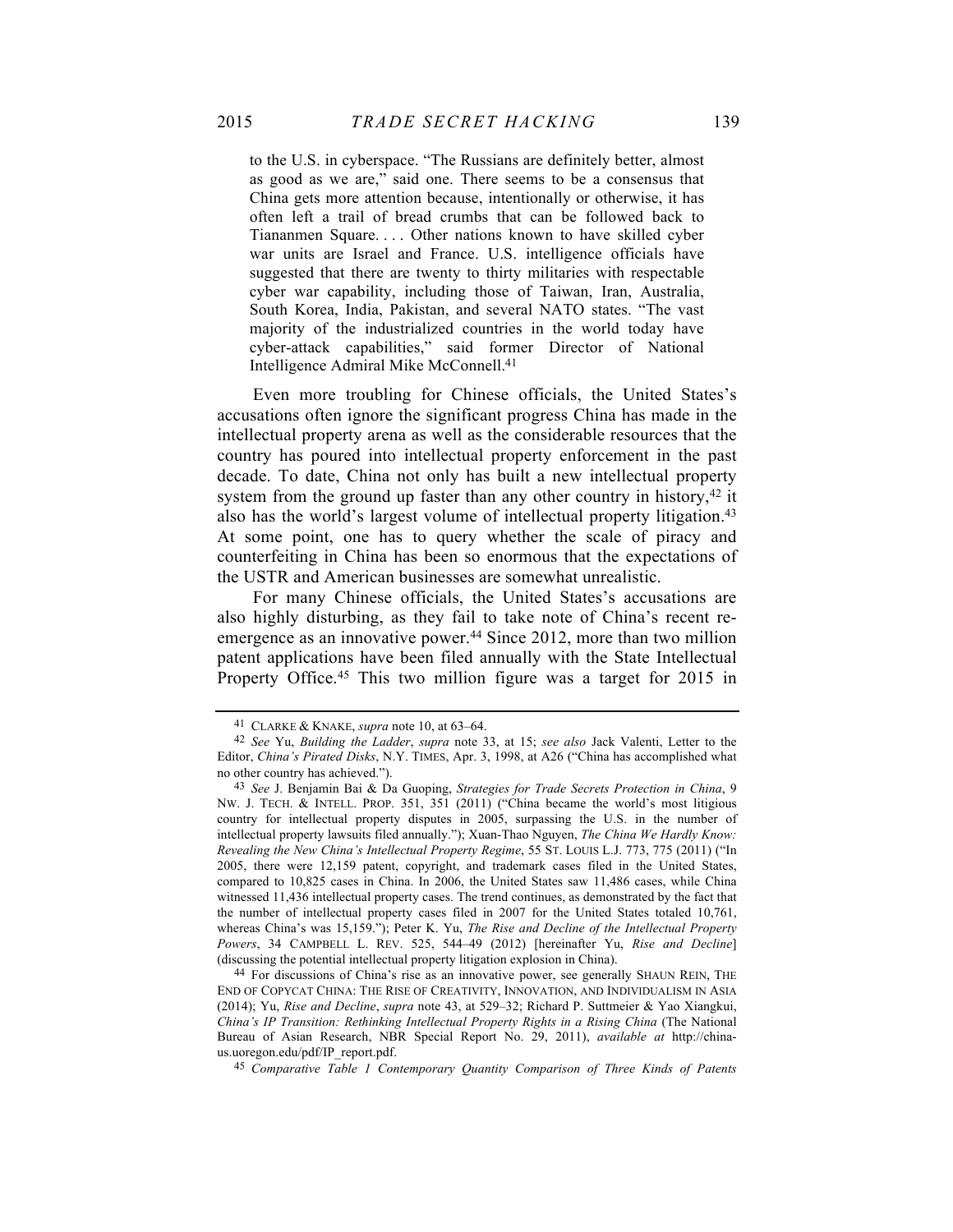to the U.S. in cyberspace. "The Russians are definitely better, almost as good as we are," said one. There seems to be a consensus that China gets more attention because, intentionally or otherwise, it has often left a trail of bread crumbs that can be followed back to Tiananmen Square. . . . Other nations known to have skilled cyber war units are Israel and France. U.S. intelligence officials have suggested that there are twenty to thirty militaries with respectable cyber war capability, including those of Taiwan, Iran, Australia, South Korea, India, Pakistan, and several NATO states. "The vast majority of the industrialized countries in the world today have cyber-attack capabilities," said former Director of National Intelligence Admiral Mike McConnell.[41]

Even more troubling for Chinese officials, the United States's accusations often ignore the significant progress China has made in the intellectual property arena as well as the considerable resources that the country has poured into intellectual property enforcement in the past decade. To date, China not only has built a new intellectual property system from the ground up faster than any other country in history,[42] it also has the world's largest volume of intellectual property litigation.[43] At some point, one has to query whether the scale of piracy and counterfeiting in China has been so enormous that the expectations of the USTR and American businesses are somewhat unrealistic.

For many Chinese officials, the United States's accusations are also highly disturbing, as they fail to take note of China's recent re-emergence as an innovative power.[44] Since 2012, more than two million patent applications have been filed annually with the State Intellectual Property Office.[45] This two million figure was a target for 2015 in

---

41 CLARKE & KNAKE, *supra* note 10, at 63–64.

42 *See* Yu, *Building the Ladder*, *supra* note 33, at 15; *see also* Jack Valenti, Letter to the Editor, *China's Pirated Disks*, N.Y. TIMES, Apr. 3, 1998, at A26 ("China has accomplished what no other country has achieved.").

43 *See* J. Benjamin Bai & Da Guoping, *Strategies for Trade Secrets Protection in China*, 9 NW. J. TECH. & INTELL. PROP. 351, 351 (2011) ("China became the world's most litigious country for intellectual property disputes in 2005, surpassing the U.S. in the number of intellectual property lawsuits filed annually."); Xuan-Thao Nguyen, *The China We Hardly Know: Revealing the New China's Intellectual Property Regime*, 55 ST. LOUIS L.J. 773, 775 (2011) ("In 2005, there were 12,159 patent, copyright, and trademark cases filed in the United States, compared to 10,825 cases in China. In 2006, the United States saw 11,486 cases, while China witnessed 11,436 intellectual property cases. The trend continues, as demonstrated by the fact that the number of intellectual property cases filed in 2007 for the United States totaled 10,761, whereas China's was 15,159."); Peter K. Yu, *The Rise and Decline of the Intellectual Property Powers*, 34 CAMPBELL L. REV. 525, 544–49 (2012) [hereinafter Yu, *Rise and Decline*] (discussing the potential intellectual property litigation explosion in China).

44 For discussions of China's rise as an innovative power, see generally SHAUN REIN, THE END OF COPYCAT CHINA: THE RISE OF CREATIVITY, INNOVATION, AND INDIVIDUALISM IN ASIA (2014); Yu, *Rise and Decline*, *supra* note 43, at 529–32; Richard P. Suttmeier & Yao Xiangkui, *China's IP Transition: Rethinking Intellectual Property Rights in a Rising China* (The National Bureau of Asian Research, NBR Special Report No. 29, 2011), *available at* http://china-us.uoregon.edu/pdf/IP_report.pdf.

45 *Comparative Table 1 Contemporary Quantity Comparison of Three Kinds of Patents*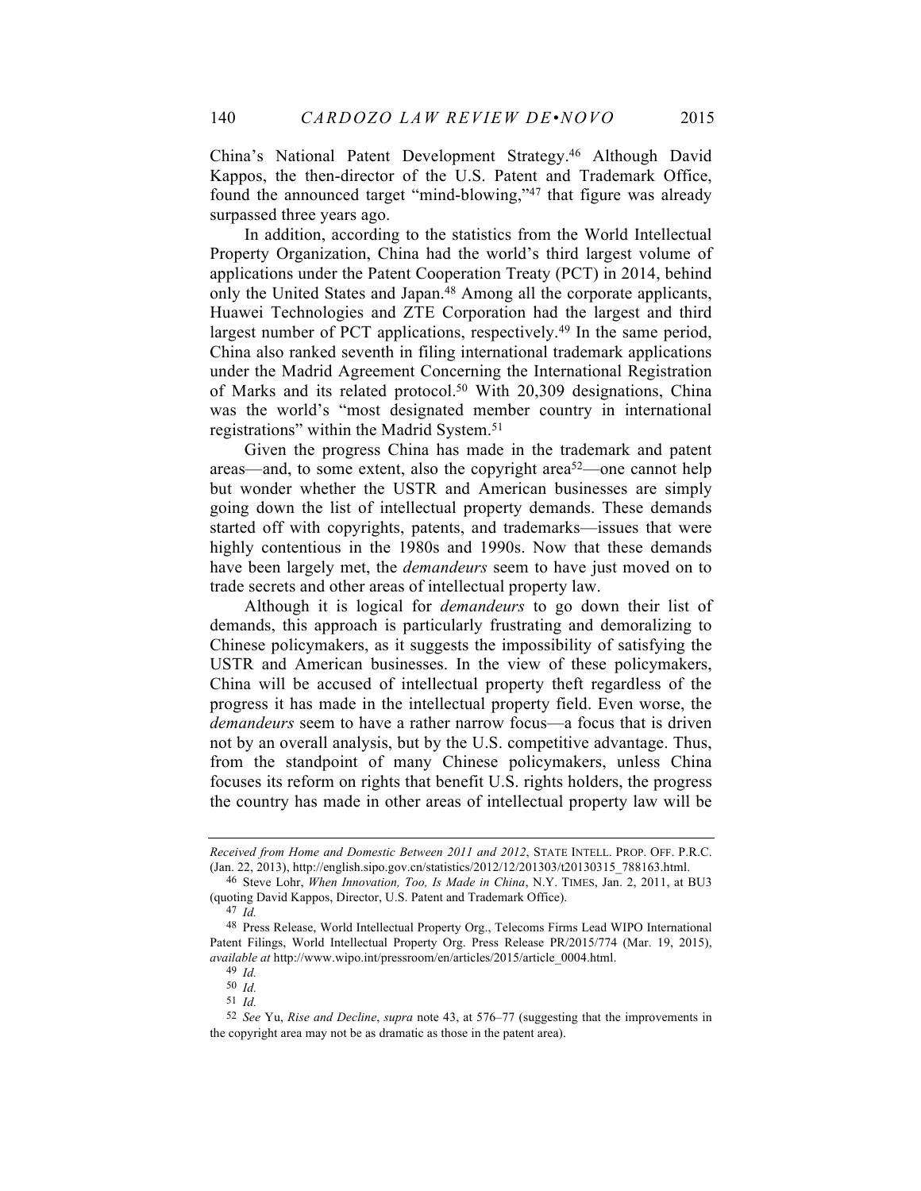China's National Patent Development Strategy.[46] Although David Kappos, the then-director of the U.S. Patent and Trademark Office, found the announced target "mind-blowing,"[47] that figure was already surpassed three years ago.

In addition, according to the statistics from the World Intellectual Property Organization, China had the world's third largest volume of applications under the Patent Cooperation Treaty (PCT) in 2014, behind only the United States and Japan.[48] Among all the corporate applicants, Huawei Technologies and ZTE Corporation had the largest and third largest number of PCT applications, respectively.[49] In the same period, China also ranked seventh in filing international trademark applications under the Madrid Agreement Concerning the International Registration of Marks and its related protocol.[50] With 20,309 designations, China was the world's "most designated member country in international registrations" within the Madrid System.[51]

Given the progress China has made in the trademark and patent areas—and, to some extent, also the copyright area[52]—one cannot help but wonder whether the USTR and American businesses are simply going down the list of intellectual property demands. These demands started off with copyrights, patents, and trademarks—issues that were highly contentious in the 1980s and 1990s. Now that these demands have been largely met, the *demandeurs* seem to have just moved on to trade secrets and other areas of intellectual property law.

Although it is logical for *demandeurs* to go down their list of demands, this approach is particularly frustrating and demoralizing to Chinese policymakers, as it suggests the impossibility of satisfying the USTR and American businesses. In the view of these policymakers, China will be accused of intellectual property theft regardless of the progress it has made in the intellectual property field. Even worse, the *demandeurs* seem to have a rather narrow focus—a focus that is driven not by an overall analysis, but by the U.S. competitive advantage. Thus, from the standpoint of many Chinese policymakers, unless China focuses its reform on rights that benefit U.S. rights holders, the progress the country has made in other areas of intellectual property law will be

---

*Received from Home and Domestic Between 2011 and 2012*, STATE INTELL. PROP. OFF. P.R.C. (Jan. 22, 2013), http://english.sipo.gov.cn/statistics/2012/12/201303/t20130315_788163.html.

46 Steve Lohr, *When Innovation, Too, Is Made in China*, N.Y. TIMES, Jan. 2, 2011, at BU3 (quoting David Kappos, Director, U.S. Patent and Trademark Office).

47 *Id.*

48 Press Release, World Intellectual Property Org., Telecoms Firms Lead WIPO International Patent Filings, World Intellectual Property Org. Press Release PR/2015/774 (Mar. 19, 2015), *available at* http://www.wipo.int/pressroom/en/articles/2015/article_0004.html.

49 *Id.*

50 *Id.*

51 *Id.*

52 *See* Yu, *Rise and Decline*, *supra* note 43, at 576–77 (suggesting that the improvements in the copyright area may not be as dramatic as those in the patent area).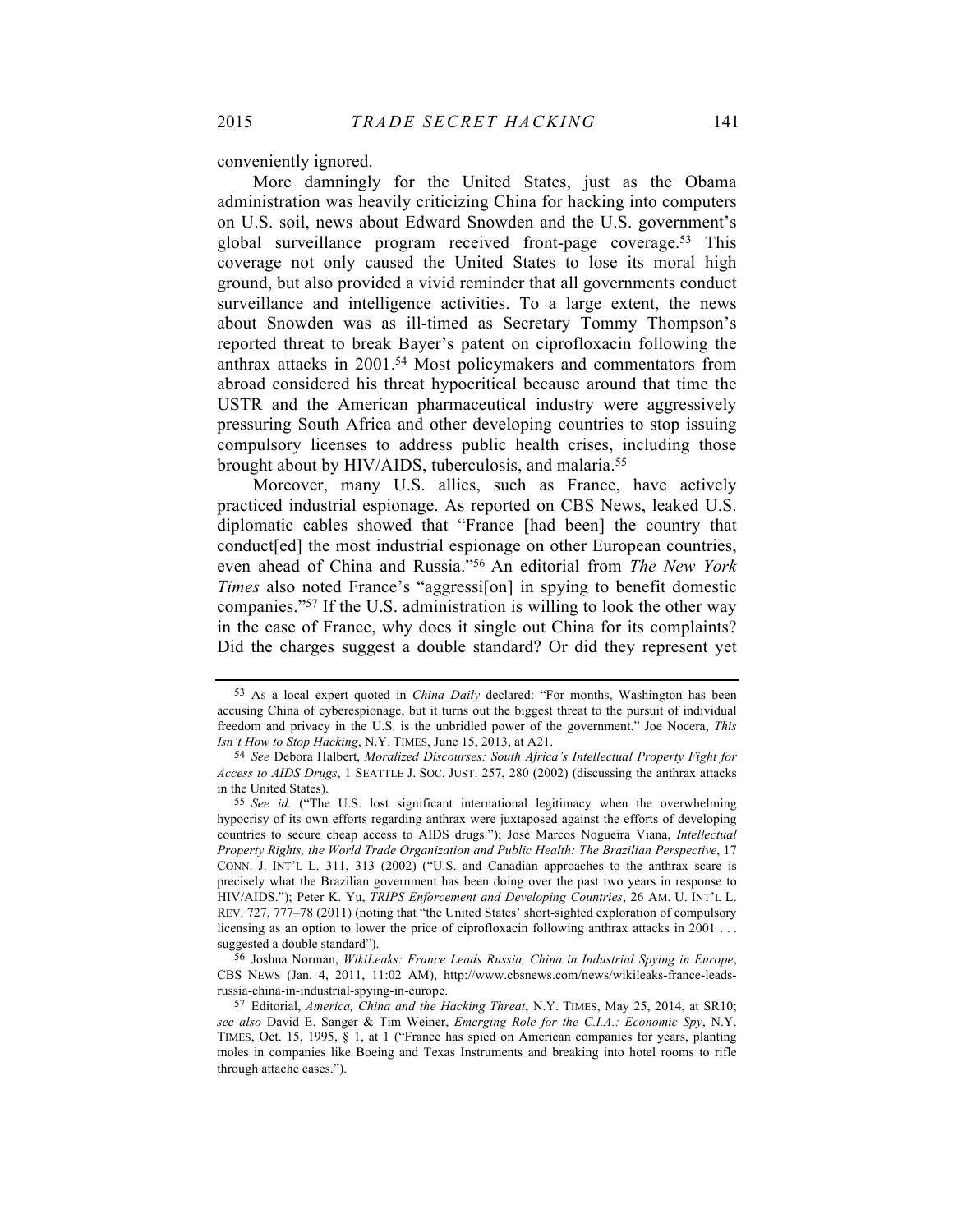conveniently ignored.

More damningly for the United States, just as the Obama administration was heavily criticizing China for hacking into computers on U.S. soil, news about Edward Snowden and the U.S. government's global surveillance program received front-page coverage.[53] This coverage not only caused the United States to lose its moral high ground, but also provided a vivid reminder that all governments conduct surveillance and intelligence activities. To a large extent, the news about Snowden was as ill-timed as Secretary Tommy Thompson's reported threat to break Bayer's patent on ciprofloxacin following the anthrax attacks in 2001.[54] Most policymakers and commentators from abroad considered his threat hypocritical because around that time the USTR and the American pharmaceutical industry were aggressively pressuring South Africa and other developing countries to stop issuing compulsory licenses to address public health crises, including those brought about by HIV/AIDS, tuberculosis, and malaria.[55]

Moreover, many U.S. allies, such as France, have actively practiced industrial espionage. As reported on CBS News, leaked U.S. diplomatic cables showed that "France [had been] the country that conduct[ed] the most industrial espionage on other European countries, even ahead of China and Russia."[56] An editorial from *The New York Times* also noted France's "aggressi[on] in spying to benefit domestic companies."[57] If the U.S. administration is willing to look the other way in the case of France, why does it single out China for its complaints? Did the charges suggest a double standard? Or did they represent yet

---

53 As a local expert quoted in *China Daily* declared: "For months, Washington has been accusing China of cyberespionage, but it turns out the biggest threat to the pursuit of individual freedom and privacy in the U.S. is the unbridled power of the government." Joe Nocera, *This Isn't How to Stop Hacking*, N.Y. TIMES, June 15, 2013, at A21.

54 *See* Debora Halbert, *Moralized Discourses: South Africa's Intellectual Property Fight for Access to AIDS Drugs*, 1 SEATTLE J. SOC. JUST. 257, 280 (2002) (discussing the anthrax attacks in the United States).

55 *See id.* ("The U.S. lost significant international legitimacy when the overwhelming hypocrisy of its own efforts regarding anthrax were juxtaposed against the efforts of developing countries to secure cheap access to AIDS drugs."); José Marcos Nogueira Viana, *Intellectual Property Rights, the World Trade Organization and Public Health: The Brazilian Perspective*, 17 CONN. J. INT'L L. 311, 313 (2002) ("U.S. and Canadian approaches to the anthrax scare is precisely what the Brazilian government has been doing over the past two years in response to HIV/AIDS."); Peter K. Yu, *TRIPS Enforcement and Developing Countries*, 26 AM. U. INT'L L. REV. 727, 777–78 (2011) (noting that "the United States' short-sighted exploration of compulsory licensing as an option to lower the price of ciprofloxacin following anthrax attacks in 2001 . . . suggested a double standard").

56 Joshua Norman, *WikiLeaks: France Leads Russia, China in Industrial Spying in Europe*, CBS NEWS (Jan. 4, 2011, 11:02 AM), http://www.cbsnews.com/news/wikileaks-france-leads-russia-china-in-industrial-spying-in-europe.

57 Editorial, *America, China and the Hacking Threat*, N.Y. TIMES, May 25, 2014, at SR10; *see also* David E. Sanger & Tim Weiner, *Emerging Role for the C.I.A.: Economic Spy*, N.Y. TIMES, Oct. 15, 1995, § 1, at 1 ("France has spied on American companies for years, planting moles in companies like Boeing and Texas Instruments and breaking into hotel rooms to rifle through attache cases.").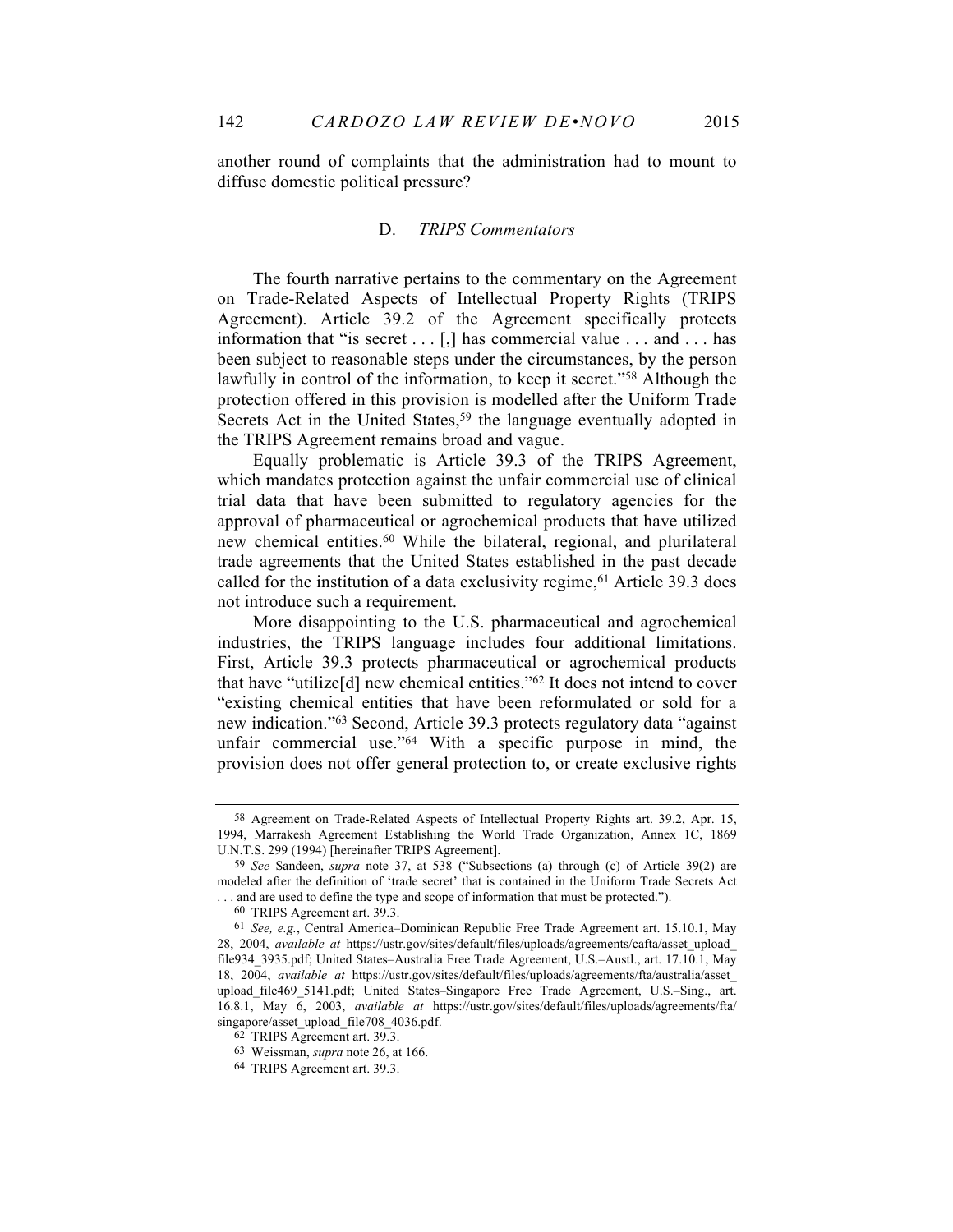another round of complaints that the administration had to mount to diffuse domestic political pressure?

### D. *TRIPS Commentators*

The fourth narrative pertains to the commentary on the Agreement on Trade-Related Aspects of Intellectual Property Rights (TRIPS Agreement). Article 39.2 of the Agreement specifically protects information that "is secret . . . [,] has commercial value . . . and . . . has been subject to reasonable steps under the circumstances, by the person lawfully in control of the information, to keep it secret."[58] Although the protection offered in this provision is modelled after the Uniform Trade Secrets Act in the United States,[59] the language eventually adopted in the TRIPS Agreement remains broad and vague.

Equally problematic is Article 39.3 of the TRIPS Agreement, which mandates protection against the unfair commercial use of clinical trial data that have been submitted to regulatory agencies for the approval of pharmaceutical or agrochemical products that have utilized new chemical entities.[60] While the bilateral, regional, and plurilateral trade agreements that the United States established in the past decade called for the institution of a data exclusivity regime,[61] Article 39.3 does not introduce such a requirement.

More disappointing to the U.S. pharmaceutical and agrochemical industries, the TRIPS language includes four additional limitations. First, Article 39.3 protects pharmaceutical or agrochemical products that have "utilize[d] new chemical entities."[62] It does not intend to cover "existing chemical entities that have been reformulated or sold for a new indication."[63] Second, Article 39.3 protects regulatory data "against unfair commercial use."[64] With a specific purpose in mind, the provision does not offer general protection to, or create exclusive rights

---

[58] Agreement on Trade-Related Aspects of Intellectual Property Rights art. 39.2, Apr. 15, 1994, Marrakesh Agreement Establishing the World Trade Organization, Annex 1C, 1869 U.N.T.S. 299 (1994) [hereinafter TRIPS Agreement].

[59] *See* Sandeen, *supra* note 37, at 538 ("Subsections (a) through (c) of Article 39(2) are modeled after the definition of 'trade secret' that is contained in the Uniform Trade Secrets Act . . . and are used to define the type and scope of information that must be protected.").

[60] TRIPS Agreement art. 39.3.

[61] *See, e.g.*, Central America–Dominican Republic Free Trade Agreement art. 15.10.1, May 28, 2004, *available at* https://ustr.gov/sites/default/files/uploads/agreements/cafta/asset_upload_file934_3935.pdf; United States–Australia Free Trade Agreement, U.S.–Austl., art. 17.10.1, May 18, 2004, *available at* https://ustr.gov/sites/default/files/uploads/agreements/fta/australia/asset_upload_file469_5141.pdf; United States–Singapore Free Trade Agreement, U.S.–Sing., art. 16.8.1, May 6, 2003, *available at* https://ustr.gov/sites/default/files/uploads/agreements/fta/singapore/asset_upload_file708_4036.pdf.

[62] TRIPS Agreement art. 39.3.

[63] Weissman, *supra* note 26, at 166.

[64] TRIPS Agreement art. 39.3.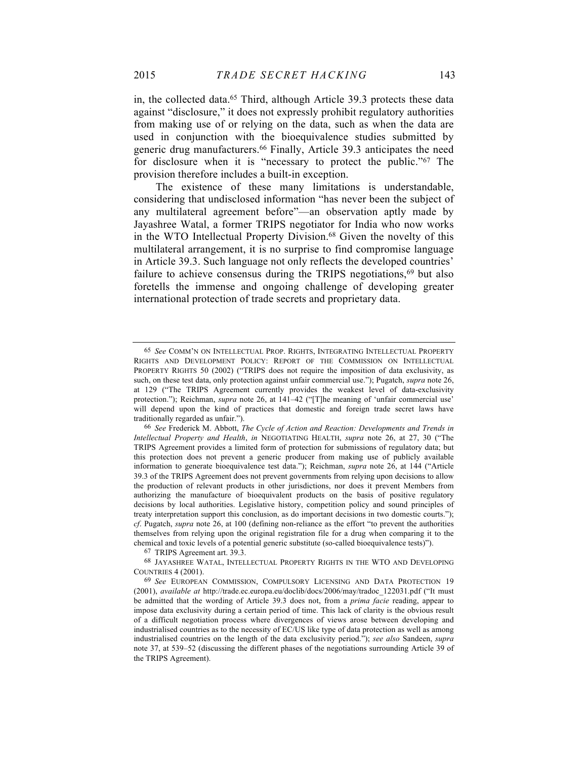in, the collected data.[65] Third, although Article 39.3 protects these data against "disclosure," it does not expressly prohibit regulatory authorities from making use of or relying on the data, such as when the data are used in conjunction with the bioequivalence studies submitted by generic drug manufacturers.[66] Finally, Article 39.3 anticipates the need for disclosure when it is "necessary to protect the public."[67] The provision therefore includes a built-in exception.

The existence of these many limitations is understandable, considering that undisclosed information "has never been the subject of any multilateral agreement before"—an observation aptly made by Jayashree Watal, a former TRIPS negotiator for India who now works in the WTO Intellectual Property Division.[68] Given the novelty of this multilateral arrangement, it is no surprise to find compromise language in Article 39.3. Such language not only reflects the developed countries' failure to achieve consensus during the TRIPS negotiations,[69] but also foretells the immense and ongoing challenge of developing greater international protection of trade secrets and proprietary data.

---

[65] *See* COMM'N ON INTELLECTUAL PROP. RIGHTS, INTEGRATING INTELLECTUAL PROPERTY RIGHTS AND DEVELOPMENT POLICY: REPORT OF THE COMMISSION ON INTELLECTUAL PROPERTY RIGHTS 50 (2002) ("TRIPS does not require the imposition of data exclusivity, as such, on these test data, only protection against unfair commercial use."); Pugatch, *supra* note 26, at 129 ("The TRIPS Agreement currently provides the weakest level of data-exclusivity protection."); Reichman, *supra* note 26, at 141–42 ("[T]he meaning of 'unfair commercial use' will depend upon the kind of practices that domestic and foreign trade secret laws have traditionally regarded as unfair.").

[66] *See* Frederick M. Abbott, *The Cycle of Action and Reaction: Developments and Trends in Intellectual Property and Health*, *in* NEGOTIATING HEALTH, *supra* note 26, at 27, 30 ("The TRIPS Agreement provides a limited form of protection for submissions of regulatory data; but this protection does not prevent a generic producer from making use of publicly available information to generate bioequivalence test data."); Reichman, *supra* note 26, at 144 ("Article 39.3 of the TRIPS Agreement does not prevent governments from relying upon decisions to allow the production of relevant products in other jurisdictions, nor does it prevent Members from authorizing the manufacture of bioequivalent products on the basis of positive regulatory decisions by local authorities. Legislative history, competition policy and sound principles of treaty interpretation support this conclusion, as do important decisions in two domestic courts."); *cf*. Pugatch, *supra* note 26, at 100 (defining non-reliance as the effort "to prevent the authorities themselves from relying upon the original registration file for a drug when comparing it to the chemical and toxic levels of a potential generic substitute (so-called bioequivalence tests)").

[67] TRIPS Agreement art. 39.3.

[68] JAYASHREE WATAL, INTELLECTUAL PROPERTY RIGHTS IN THE WTO AND DEVELOPING COUNTRIES 4 (2001).

[69] *See* EUROPEAN COMMISSION, COMPULSORY LICENSING AND DATA PROTECTION 19 (2001), *available at* http://trade.ec.europa.eu/doclib/docs/2006/may/tradoc_122031.pdf ("It must be admitted that the wording of Article 39.3 does not, from a *prima facie* reading, appear to impose data exclusivity during a certain period of time. This lack of clarity is the obvious result of a difficult negotiation process where divergences of views arose between developing and industrialised countries as to the necessity of EC/US like type of data protection as well as among industrialised countries on the length of the data exclusivity period."); *see also* Sandeen, *supra* note 37, at 539–52 (discussing the different phases of the negotiations surrounding Article 39 of the TRIPS Agreement).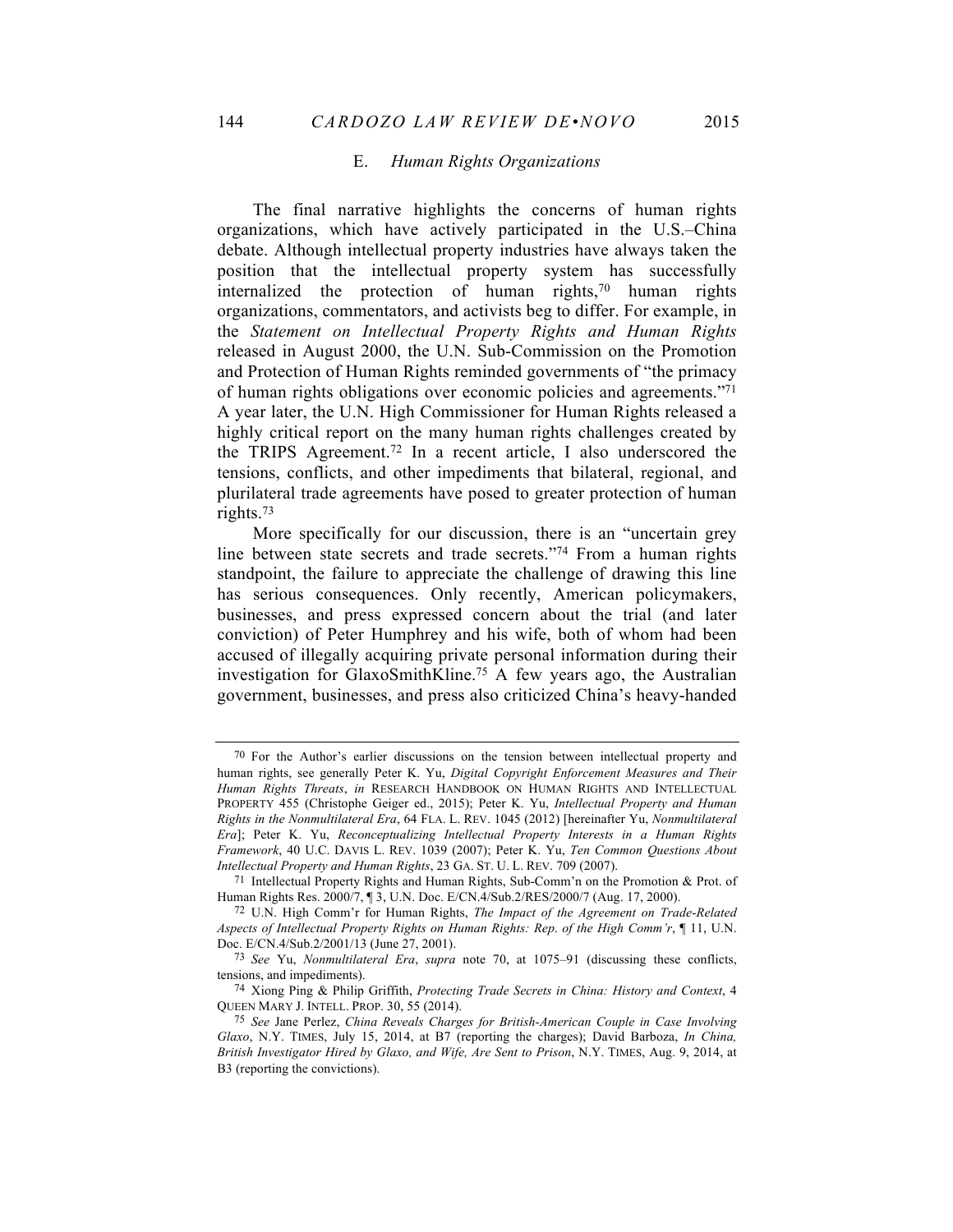### E. *Human Rights Organizations*

The final narrative highlights the concerns of human rights organizations, which have actively participated in the U.S.–China debate. Although intellectual property industries have always taken the position that the intellectual property system has successfully internalized the protection of human rights,[70] human rights organizations, commentators, and activists beg to differ. For example, in the *Statement on Intellectual Property Rights and Human Rights* released in August 2000, the U.N. Sub-Commission on the Promotion and Protection of Human Rights reminded governments of "the primacy of human rights obligations over economic policies and agreements."[71] A year later, the U.N. High Commissioner for Human Rights released a highly critical report on the many human rights challenges created by the TRIPS Agreement.[72] In a recent article, I also underscored the tensions, conflicts, and other impediments that bilateral, regional, and plurilateral trade agreements have posed to greater protection of human rights.[73]

More specifically for our discussion, there is an "uncertain grey line between state secrets and trade secrets."[74] From a human rights standpoint, the failure to appreciate the challenge of drawing this line has serious consequences. Only recently, American policymakers, businesses, and press expressed concern about the trial (and later conviction) of Peter Humphrey and his wife, both of whom had been accused of illegally acquiring private personal information during their investigation for GlaxoSmithKline.[75] A few years ago, the Australian government, businesses, and press also criticized China's heavy-handed

---

[70] For the Author's earlier discussions on the tension between intellectual property and human rights, see generally Peter K. Yu, *Digital Copyright Enforcement Measures and Their Human Rights Threats*, *in* RESEARCH HANDBOOK ON HUMAN RIGHTS AND INTELLECTUAL PROPERTY 455 (Christophe Geiger ed., 2015); Peter K. Yu, *Intellectual Property and Human Rights in the Nonmultilateral Era*, 64 FLA. L. REV. 1045 (2012) [hereinafter Yu, *Nonmultilateral Era*]; Peter K. Yu, *Reconceptualizing Intellectual Property Interests in a Human Rights Framework*, 40 U.C. DAVIS L. REV. 1039 (2007); Peter K. Yu, *Ten Common Questions About Intellectual Property and Human Rights*, 23 GA. ST. U. L. REV. 709 (2007).

[71] Intellectual Property Rights and Human Rights, Sub-Comm'n on the Promotion & Prot. of Human Rights Res. 2000/7, ¶ 3, U.N. Doc. E/CN.4/Sub.2/RES/2000/7 (Aug. 17, 2000).

[72] U.N. High Comm'r for Human Rights, *The Impact of the Agreement on Trade-Related Aspects of Intellectual Property Rights on Human Rights: Rep. of the High Comm'r*, ¶ 11, U.N. Doc. E/CN.4/Sub.2/2001/13 (June 27, 2001).

[73] *See* Yu, *Nonmultilateral Era*, *supra* note 70, at 1075–91 (discussing these conflicts, tensions, and impediments).

[74] Xiong Ping & Philip Griffith, *Protecting Trade Secrets in China: History and Context*, 4 QUEEN MARY J. INTELL. PROP. 30, 55 (2014).

[75] *See* Jane Perlez, *China Reveals Charges for British-American Couple in Case Involving Glaxo*, N.Y. TIMES, July 15, 2014, at B7 (reporting the charges); David Barboza, *In China, British Investigator Hired by Glaxo, and Wife, Are Sent to Prison*, N.Y. TIMES, Aug. 9, 2014, at B3 (reporting the convictions).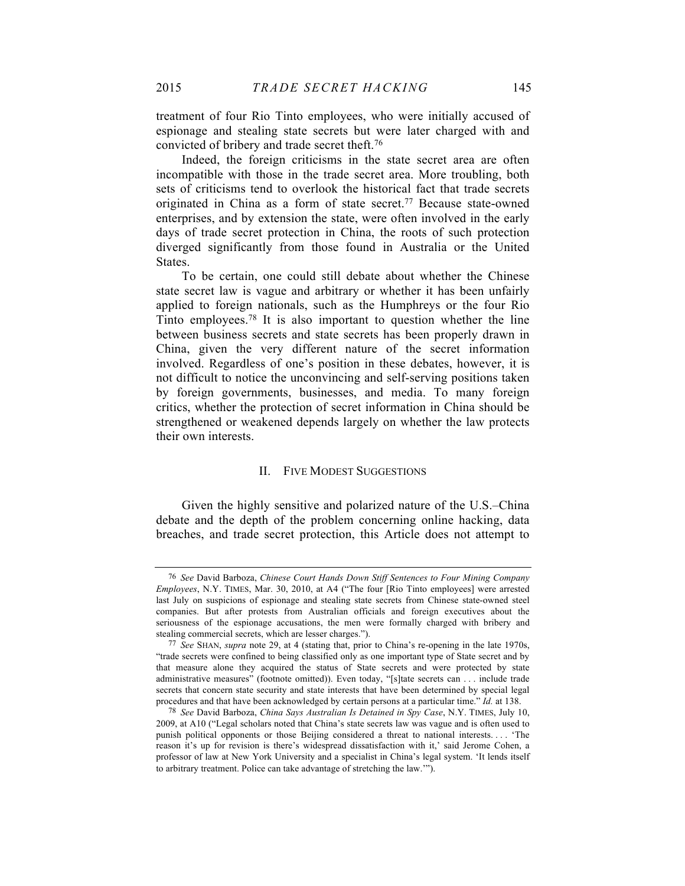treatment of four Rio Tinto employees, who were initially accused of espionage and stealing state secrets but were later charged with and convicted of bribery and trade secret theft.[76]

Indeed, the foreign criticisms in the state secret area are often incompatible with those in the trade secret area. More troubling, both sets of criticisms tend to overlook the historical fact that trade secrets originated in China as a form of state secret.[77] Because state-owned enterprises, and by extension the state, were often involved in the early days of trade secret protection in China, the roots of such protection diverged significantly from those found in Australia or the United States.

To be certain, one could still debate about whether the Chinese state secret law is vague and arbitrary or whether it has been unfairly applied to foreign nationals, such as the Humphreys or the four Rio Tinto employees.[78] It is also important to question whether the line between business secrets and state secrets has been properly drawn in China, given the very different nature of the secret information involved. Regardless of one's position in these debates, however, it is not difficult to notice the unconvincing and self-serving positions taken by foreign governments, businesses, and media. To many foreign critics, whether the protection of secret information in China should be strengthened or weakened depends largely on whether the law protects their own interests.

## II. Five Modest Suggestions

Given the highly sensitive and polarized nature of the U.S.–China debate and the depth of the problem concerning online hacking, data breaches, and trade secret protection, this Article does not attempt to

---

[76] *See* David Barboza, *Chinese Court Hands Down Stiff Sentences to Four Mining Company Employees*, N.Y. TIMES, Mar. 30, 2010, at A4 ("The four [Rio Tinto employees] were arrested last July on suspicions of espionage and stealing state secrets from Chinese state-owned steel companies. But after protests from Australian officials and foreign executives about the seriousness of the espionage accusations, the men were formally charged with bribery and stealing commercial secrets, which are lesser charges.").

[77] *See* SHAN, *supra* note 29, at 4 (stating that, prior to China's re-opening in the late 1970s, "trade secrets were confined to being classified only as one important type of State secret and by that measure alone they acquired the status of State secrets and were protected by state administrative measures" (footnote omitted)). Even today, "[s]tate secrets can . . . include trade secrets that concern state security and state interests that have been determined by special legal procedures and that have been acknowledged by certain persons at a particular time." *Id.* at 138.

[78] *See* David Barboza, *China Says Australian Is Detained in Spy Case*, N.Y. TIMES, July 10, 2009, at A10 ("Legal scholars noted that China's state secrets law was vague and is often used to punish political opponents or those Beijing considered a threat to national interests. . . . 'The reason it's up for revision is there's widespread dissatisfaction with it,' said Jerome Cohen, a professor of law at New York University and a specialist in China's legal system. 'It lends itself to arbitrary treatment. Police can take advantage of stretching the law.'").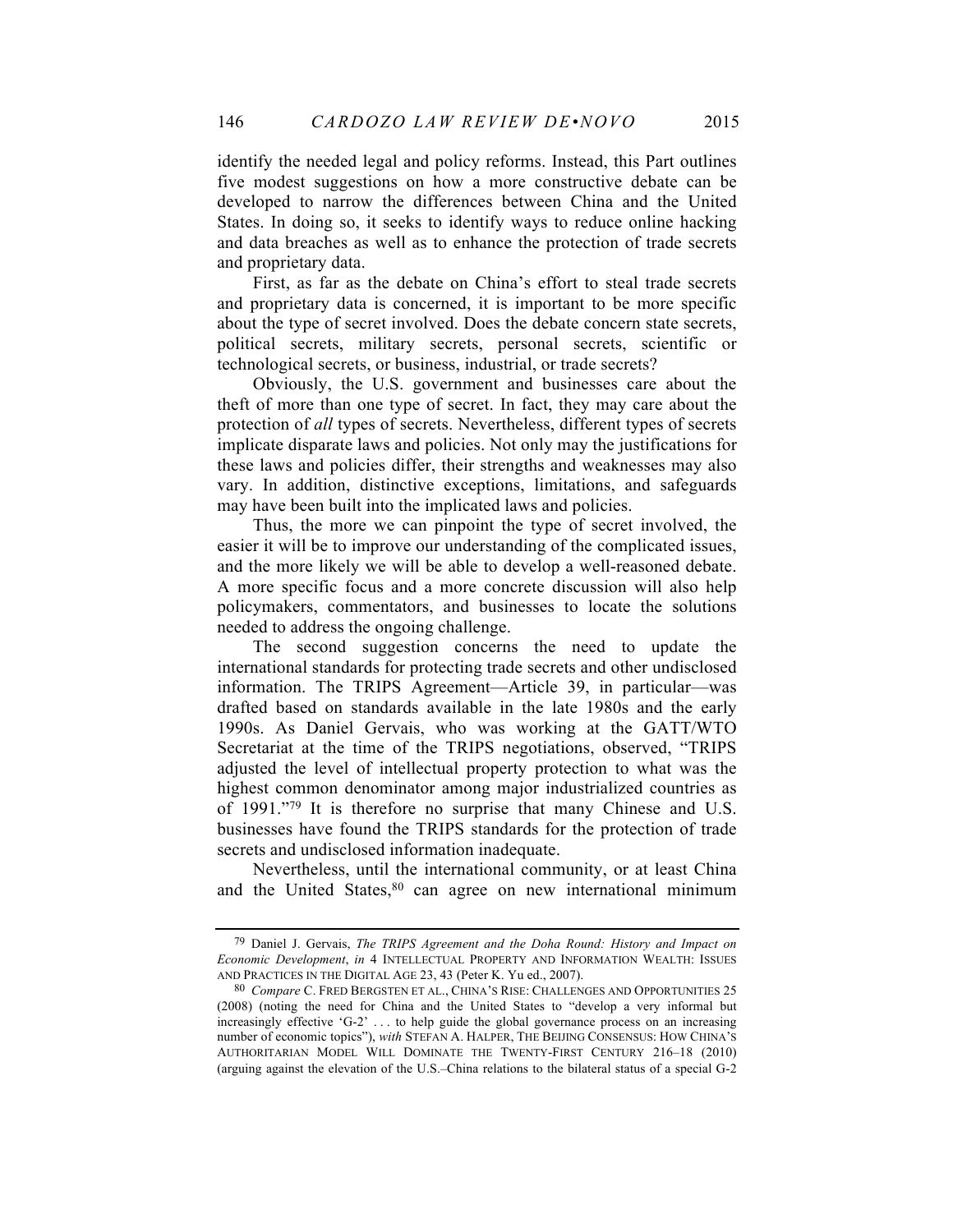identify the needed legal and policy reforms. Instead, this Part outlines five modest suggestions on how a more constructive debate can be developed to narrow the differences between China and the United States. In doing so, it seeks to identify ways to reduce online hacking and data breaches as well as to enhance the protection of trade secrets and proprietary data.

First, as far as the debate on China's effort to steal trade secrets and proprietary data is concerned, it is important to be more specific about the type of secret involved. Does the debate concern state secrets, political secrets, military secrets, personal secrets, scientific or technological secrets, or business, industrial, or trade secrets?

Obviously, the U.S. government and businesses care about the theft of more than one type of secret. In fact, they may care about the protection of *all* types of secrets. Nevertheless, different types of secrets implicate disparate laws and policies. Not only may the justifications for these laws and policies differ, their strengths and weaknesses may also vary. In addition, distinctive exceptions, limitations, and safeguards may have been built into the implicated laws and policies.

Thus, the more we can pinpoint the type of secret involved, the easier it will be to improve our understanding of the complicated issues, and the more likely we will be able to develop a well-reasoned debate. A more specific focus and a more concrete discussion will also help policymakers, commentators, and businesses to locate the solutions needed to address the ongoing challenge.

The second suggestion concerns the need to update the international standards for protecting trade secrets and other undisclosed information. The TRIPS Agreement—Article 39, in particular—was drafted based on standards available in the late 1980s and the early 1990s. As Daniel Gervais, who was working at the GATT/WTO Secretariat at the time of the TRIPS negotiations, observed, "TRIPS adjusted the level of intellectual property protection to what was the highest common denominator among major industrialized countries as of 1991."[79] It is therefore no surprise that many Chinese and U.S. businesses have found the TRIPS standards for the protection of trade secrets and undisclosed information inadequate.

Nevertheless, until the international community, or at least China and the United States,[80] can agree on new international minimum

---

[79] Daniel J. Gervais, *The TRIPS Agreement and the Doha Round: History and Impact on Economic Development*, *in* 4 INTELLECTUAL PROPERTY AND INFORMATION WEALTH: ISSUES AND PRACTICES IN THE DIGITAL AGE 23, 43 (Peter K. Yu ed., 2007).

[80] *Compare* C. FRED BERGSTEN ET AL., CHINA'S RISE: CHALLENGES AND OPPORTUNITIES 25 (2008) (noting the need for China and the United States to "develop a very informal but increasingly effective 'G-2' . . . to help guide the global governance process on an increasing number of economic topics"), *with* STEFAN A. HALPER, THE BEIJING CONSENSUS: HOW CHINA'S AUTHORITARIAN MODEL WILL DOMINATE THE TWENTY-FIRST CENTURY 216–18 (2010) (arguing against the elevation of the U.S.–China relations to the bilateral status of a special G-2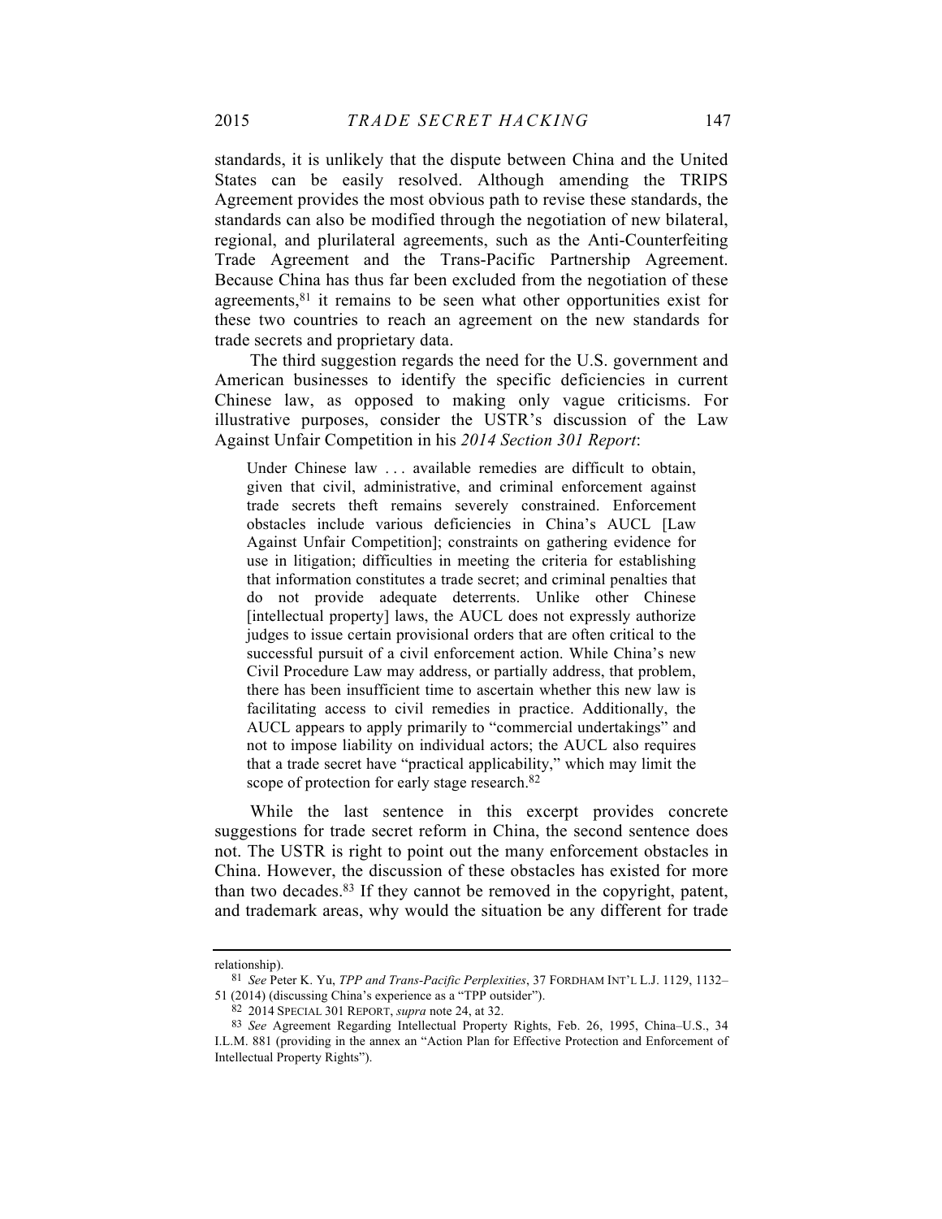standards, it is unlikely that the dispute between China and the United States can be easily resolved. Although amending the TRIPS Agreement provides the most obvious path to revise these standards, the standards can also be modified through the negotiation of new bilateral, regional, and plurilateral agreements, such as the Anti-Counterfeiting Trade Agreement and the Trans-Pacific Partnership Agreement. Because China has thus far been excluded from the negotiation of these agreements,[81] it remains to be seen what other opportunities exist for these two countries to reach an agreement on the new standards for trade secrets and proprietary data.

The third suggestion regards the need for the U.S. government and American businesses to identify the specific deficiencies in current Chinese law, as opposed to making only vague criticisms. For illustrative purposes, consider the USTR's discussion of the Law Against Unfair Competition in his *2014 Section 301 Report*:

> Under Chinese law . . . available remedies are difficult to obtain, given that civil, administrative, and criminal enforcement against trade secrets theft remains severely constrained. Enforcement obstacles include various deficiencies in China's AUCL [Law Against Unfair Competition]; constraints on gathering evidence for use in litigation; difficulties in meeting the criteria for establishing that information constitutes a trade secret; and criminal penalties that do not provide adequate deterrents. Unlike other Chinese [intellectual property] laws, the AUCL does not expressly authorize judges to issue certain provisional orders that are often critical to the successful pursuit of a civil enforcement action. While China's new Civil Procedure Law may address, or partially address, that problem, there has been insufficient time to ascertain whether this new law is facilitating access to civil remedies in practice. Additionally, the AUCL appears to apply primarily to "commercial undertakings" and not to impose liability on individual actors; the AUCL also requires that a trade secret have "practical applicability," which may limit the scope of protection for early stage research.[82]

While the last sentence in this excerpt provides concrete suggestions for trade secret reform in China, the second sentence does not. The USTR is right to point out the many enforcement obstacles in China. However, the discussion of these obstacles has existed for more than two decades.[83] If they cannot be removed in the copyright, patent, and trademark areas, why would the situation be any different for trade

---

relationship).

[81] *See* Peter K. Yu, *TPP and Trans-Pacific Perplexities*, 37 FORDHAM INT'L L.J. 1129, 1132–51 (2014) (discussing China's experience as a "TPP outsider").

[82] 2014 SPECIAL 301 REPORT, *supra* note 24, at 32.

[83] *See* Agreement Regarding Intellectual Property Rights, Feb. 26, 1995, China–U.S., 34 I.L.M. 881 (providing in the annex an "Action Plan for Effective Protection and Enforcement of Intellectual Property Rights").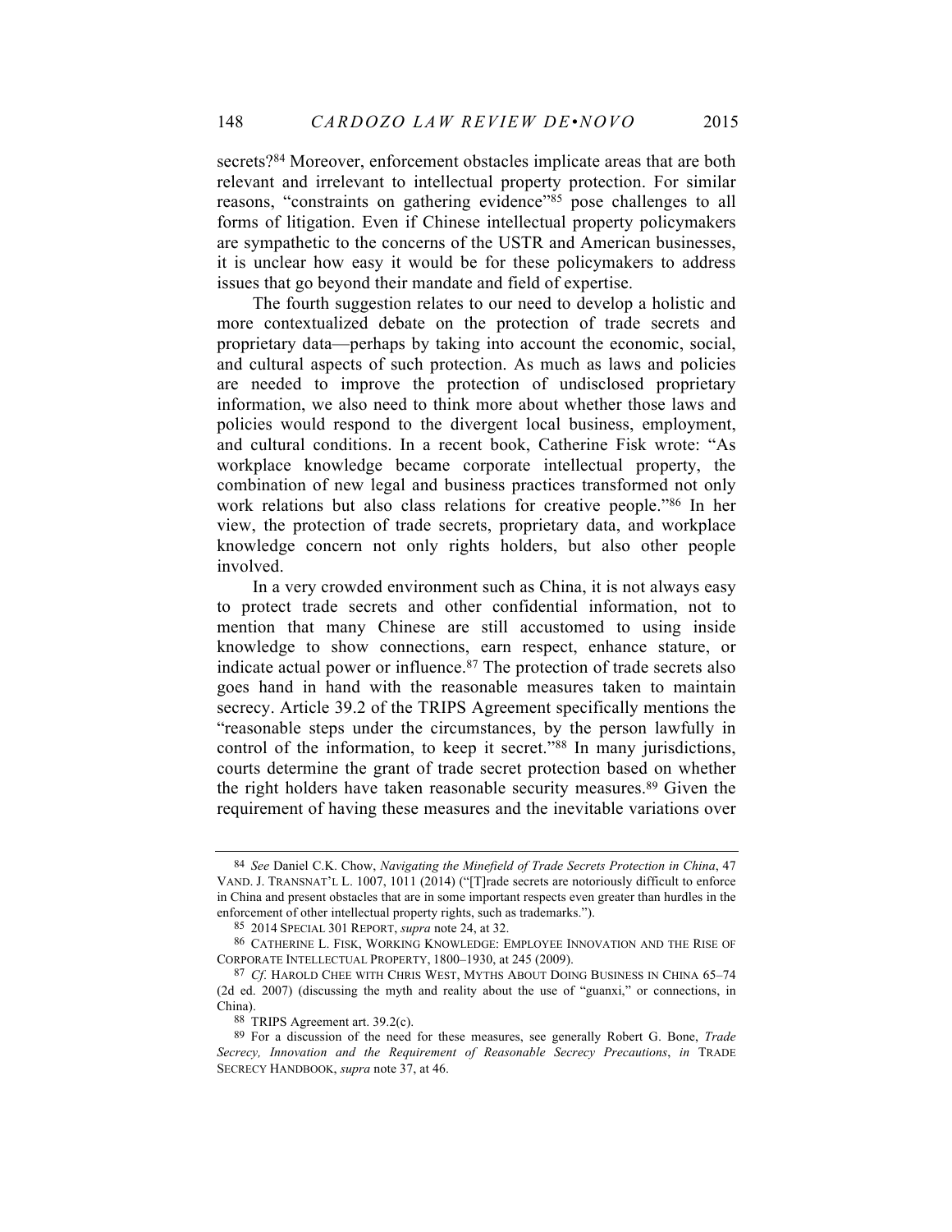secrets?[84] Moreover, enforcement obstacles implicate areas that are both relevant and irrelevant to intellectual property protection. For similar reasons, "constraints on gathering evidence"[85] pose challenges to all forms of litigation. Even if Chinese intellectual property policymakers are sympathetic to the concerns of the USTR and American businesses, it is unclear how easy it would be for these policymakers to address issues that go beyond their mandate and field of expertise.

The fourth suggestion relates to our need to develop a holistic and more contextualized debate on the protection of trade secrets and proprietary data—perhaps by taking into account the economic, social, and cultural aspects of such protection. As much as laws and policies are needed to improve the protection of undisclosed proprietary information, we also need to think more about whether those laws and policies would respond to the divergent local business, employment, and cultural conditions. In a recent book, Catherine Fisk wrote: "As workplace knowledge became corporate intellectual property, the combination of new legal and business practices transformed not only work relations but also class relations for creative people."[86] In her view, the protection of trade secrets, proprietary data, and workplace knowledge concern not only rights holders, but also other people involved.

In a very crowded environment such as China, it is not always easy to protect trade secrets and other confidential information, not to mention that many Chinese are still accustomed to using inside knowledge to show connections, earn respect, enhance stature, or indicate actual power or influence.[87] The protection of trade secrets also goes hand in hand with the reasonable measures taken to maintain secrecy. Article 39.2 of the TRIPS Agreement specifically mentions the "reasonable steps under the circumstances, by the person lawfully in control of the information, to keep it secret."[88] In many jurisdictions, courts determine the grant of trade secret protection based on whether the right holders have taken reasonable security measures.[89] Given the requirement of having these measures and the inevitable variations over

---

[84] *See* Daniel C.K. Chow, *Navigating the Minefield of Trade Secrets Protection in China*, 47 VAND. J. TRANSNAT'L L. 1007, 1011 (2014) ("[T]rade secrets are notoriously difficult to enforce in China and present obstacles that are in some important respects even greater than hurdles in the enforcement of other intellectual property rights, such as trademarks.").

[85] 2014 SPECIAL 301 REPORT, *supra* note 24, at 32.

[86] CATHERINE L. FISK, WORKING KNOWLEDGE: EMPLOYEE INNOVATION AND THE RISE OF CORPORATE INTELLECTUAL PROPERTY, 1800–1930, at 245 (2009).

[87] *Cf.* HAROLD CHEE WITH CHRIS WEST, MYTHS ABOUT DOING BUSINESS IN CHINA 65–74 (2d ed. 2007) (discussing the myth and reality about the use of "guanxi," or connections, in China).

[88] TRIPS Agreement art. 39.2(c).

[89] For a discussion of the need for these measures, see generally Robert G. Bone, *Trade Secrecy, Innovation and the Requirement of Reasonable Secrecy Precautions*, *in* TRADE SECRECY HANDBOOK, *supra* note 37, at 46.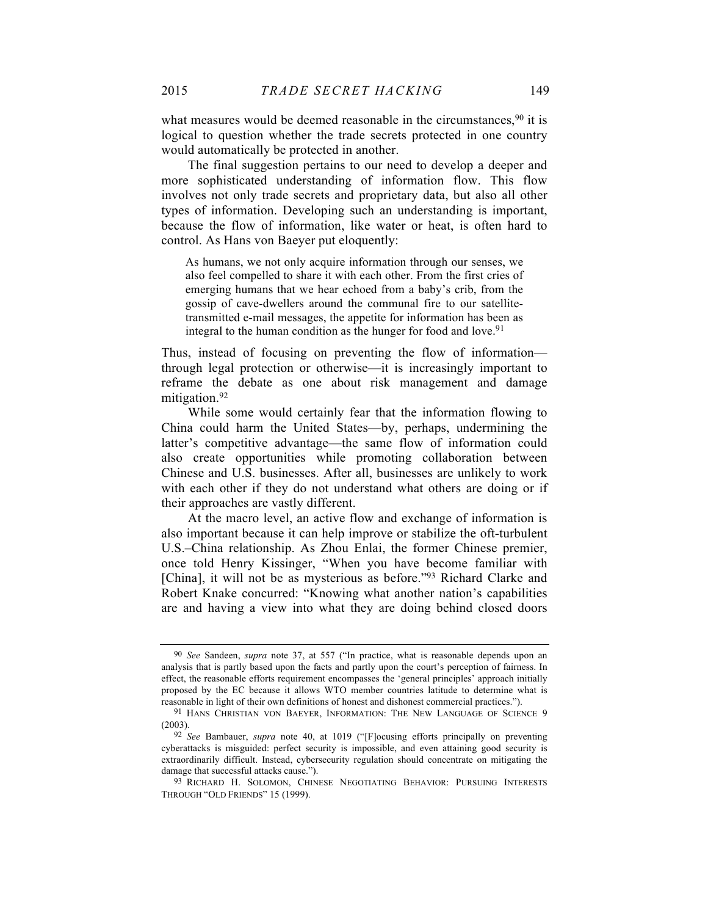what measures would be deemed reasonable in the circumstances,[90] it is logical to question whether the trade secrets protected in one country would automatically be protected in another.

The final suggestion pertains to our need to develop a deeper and more sophisticated understanding of information flow. This flow involves not only trade secrets and proprietary data, but also all other types of information. Developing such an understanding is important, because the flow of information, like water or heat, is often hard to control. As Hans von Baeyer put eloquently:

> As humans, we not only acquire information through our senses, we also feel compelled to share it with each other. From the first cries of emerging humans that we hear echoed from a baby's crib, from the gossip of cave-dwellers around the communal fire to our satellite-transmitted e-mail messages, the appetite for information has been as integral to the human condition as the hunger for food and love.[91]

Thus, instead of focusing on preventing the flow of information—through legal protection or otherwise—it is increasingly important to reframe the debate as one about risk management and damage mitigation.[92]

While some would certainly fear that the information flowing to China could harm the United States—by, perhaps, undermining the latter's competitive advantage—the same flow of information could also create opportunities while promoting collaboration between Chinese and U.S. businesses. After all, businesses are unlikely to work with each other if they do not understand what others are doing or if their approaches are vastly different.

At the macro level, an active flow and exchange of information is also important because it can help improve or stabilize the oft-turbulent U.S.–China relationship. As Zhou Enlai, the former Chinese premier, once told Henry Kissinger, "When you have become familiar with [China], it will not be as mysterious as before."[93] Richard Clarke and Robert Knake concurred: "Knowing what another nation's capabilities are and having a view into what they are doing behind closed doors

---

[90] *See* Sandeen, *supra* note 37, at 557 ("In practice, what is reasonable depends upon an analysis that is partly based upon the facts and partly upon the court's perception of fairness. In effect, the reasonable efforts requirement encompasses the 'general principles' approach initially proposed by the EC because it allows WTO member countries latitude to determine what is reasonable in light of their own definitions of honest and dishonest commercial practices.").

[91] HANS CHRISTIAN VON BAEYER, INFORMATION: THE NEW LANGUAGE OF SCIENCE 9 (2003).

[92] *See* Bambauer, *supra* note 40, at 1019 ("[F]ocusing efforts principally on preventing cyberattacks is misguided: perfect security is impossible, and even attaining good security is extraordinarily difficult. Instead, cybersecurity regulation should concentrate on mitigating the damage that successful attacks cause.").

[93] RICHARD H. SOLOMON, CHINESE NEGOTIATING BEHAVIOR: PURSUING INTERESTS THROUGH "OLD FRIENDS" 15 (1999).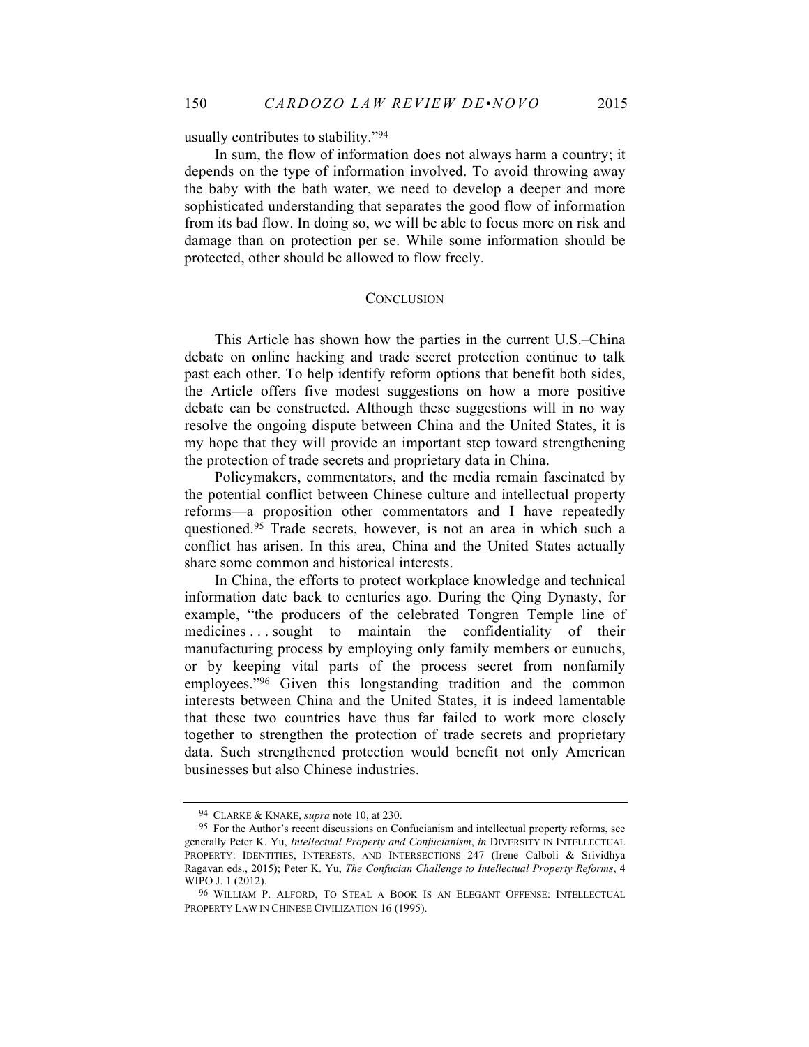usually contributes to stability."[94]

In sum, the flow of information does not always harm a country; it depends on the type of information involved. To avoid throwing away the baby with the bath water, we need to develop a deeper and more sophisticated understanding that separates the good flow of information from its bad flow. In doing so, we will be able to focus more on risk and damage than on protection per se. While some information should be protected, other should be allowed to flow freely.

## CONCLUSION

This Article has shown how the parties in the current U.S.–China debate on online hacking and trade secret protection continue to talk past each other. To help identify reform options that benefit both sides, the Article offers five modest suggestions on how a more positive debate can be constructed. Although these suggestions will in no way resolve the ongoing dispute between China and the United States, it is my hope that they will provide an important step toward strengthening the protection of trade secrets and proprietary data in China.

Policymakers, commentators, and the media remain fascinated by the potential conflict between Chinese culture and intellectual property reforms—a proposition other commentators and I have repeatedly questioned.[95] Trade secrets, however, is not an area in which such a conflict has arisen. In this area, China and the United States actually share some common and historical interests.

In China, the efforts to protect workplace knowledge and technical information date back to centuries ago. During the Qing Dynasty, for example, "the producers of the celebrated Tongren Temple line of medicines . . . sought to maintain the confidentiality of their manufacturing process by employing only family members or eunuchs, or by keeping vital parts of the process secret from nonfamily employees."[96] Given this longstanding tradition and the common interests between China and the United States, it is indeed lamentable that these two countries have thus far failed to work more closely together to strengthen the protection of trade secrets and proprietary data. Such strengthened protection would benefit not only American businesses but also Chinese industries.

---

[94] CLARKE & KNAKE, *supra* note 10, at 230.

[95] For the Author's recent discussions on Confucianism and intellectual property reforms, see generally Peter K. Yu, *Intellectual Property and Confucianism*, *in* DIVERSITY IN INTELLECTUAL PROPERTY: IDENTITIES, INTERESTS, AND INTERSECTIONS 247 (Irene Calboli & Srividhya Ragavan eds., 2015); Peter K. Yu, *The Confucian Challenge to Intellectual Property Reforms*, 4 WIPO J. 1 (2012).

[96] WILLIAM P. ALFORD, TO STEAL A BOOK IS AN ELEGANT OFFENSE: INTELLECTUAL PROPERTY LAW IN CHINESE CIVILIZATION 16 (1995).